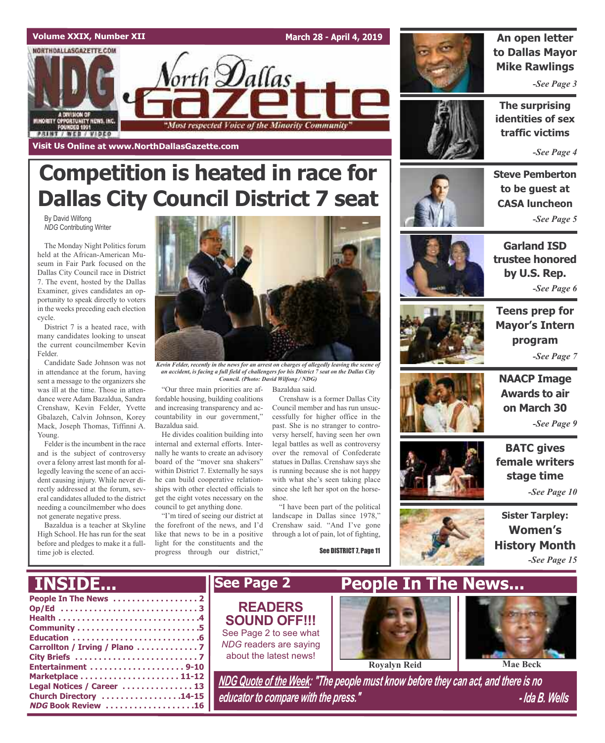Volume XXIX, Number XII

March 28 - April 4, 2019

# North Dallas Gazette

"Most respected Voice of the Minority Community"

Visit Us Online at www.NorthDallasGazette.com

# Competition is heated in race for Dallas City Council District 7 seat

By David Wilfong
*NDG* Contributing Writer

The Monday Night Politics forum held at the African-American Museum in Fair Park focused on the Dallas City Council race in District 7. The event, hosted by the Dallas Examiner, gives candidates an opportunity to speak directly to voters in the weeks preceding each election cycle.

District 7 is a heated race, with many candidates looking to unseat the current councilmember Kevin Felder.

Candidate Sade Johnson was not in attendance at the forum, having sent a message to the organizers she was ill at the time. Those in attendance were Adam Bazaldua, Sandra Crenshaw, Kevin Felder, Yvette Gbalazeh, Calvin Johnson, Korey Mack, Joseph Thomas, Tiffinni A. Young.

Felder is the incumbent in the race and is the subject of controversy over a felony arrest last month for allegedly leaving the scene of an accident causing injury. While never directly addressed at the forum, several candidates alluded to the district needing a councilmember who does not generate negative press.

Bazaldua is a teacher at Skyline High School. He has run for the seat before and pledges to make it a full-time job is elected.

*Kevin Felder, recently in the news for an arrest on charges of allegedly leaving the scene of an accident, is facing a full field of challengers for his District 7 seat on the Dallas City Council. (Photo: David Wilfong / NDG)*

"Our three main priorities are affordable housing, building coalitions and increasing transparency and accountability in our government," Bazaldua said.

He divides coalition building into internal and external efforts. Internally he wants to create an advisory board of the "mover sna shakers" within District 7. Externally he says he can build cooperative relationships with other elected officials to get the eight votes necessary on the council to get anything done.

"I'm tired of seeing our district at the forefront of the news, and I'd like that news to be in a positive light for the constituents and the progress through our district," Bazaldua said.

Crenshaw is a former Dallas City Council member and has run unsuccessfully for higher office in the past. She is no stranger to controversy herself, having seen her own legal battles as well as controversy over the removal of Confederate statues in Dallas. Crenshaw says she is running because she is not happy with what she's seen taking place since she left her spot on the horseshoe.

"I have been part of the political landscape in Dallas since 1978," Crenshaw said. "And I've gone through a lot of pain, lot of fighting,

See DISTRICT 7, Page 11

**An open letter to Dallas Mayor Mike Rawlings** *-See Page 3*

**The surprising identities of sex traffic victims** *-See Page 4*

**Steve Pemberton to be guest at CASA luncheon** *-See Page 5*

**Garland ISD trustee honored by U.S. Rep.** *-See Page 6*

**Teens prep for Mayor's Intern program** *-See Page 7*

**NAACP Image Awards to air on March 30** *-See Page 9*

**BATC gives female writers stage time** *-See Page 10*

**Sister Tarpley: Women's History Month** *-See Page 15*

## INSIDE...

- People In The News .................. 2
- Op/Ed ............................ 3
- Health ............................ 4
- Community ........................ 5
- Education ......................... 6
- Carrollton / Irving / Plano .......... 7
- City Briefs ........................ 7
- Entertainment .................. 9-10
- Marketplace ................... 11-12
- Legal Notices / Career ............. 13
- Church Directory .............. 14-15
- *NDG* Book Review ................ 16

## See Page 2

**READERS SOUND OFF!!!**

See Page 2 to see what *NDG* readers are saying about the latest news!

## People In The News...

Royalyn Reid

Mae Beck

***NDG Quote of the Week*: "The people must know before they can act, and there is no educator to compare with the press." - Ida B. Wells**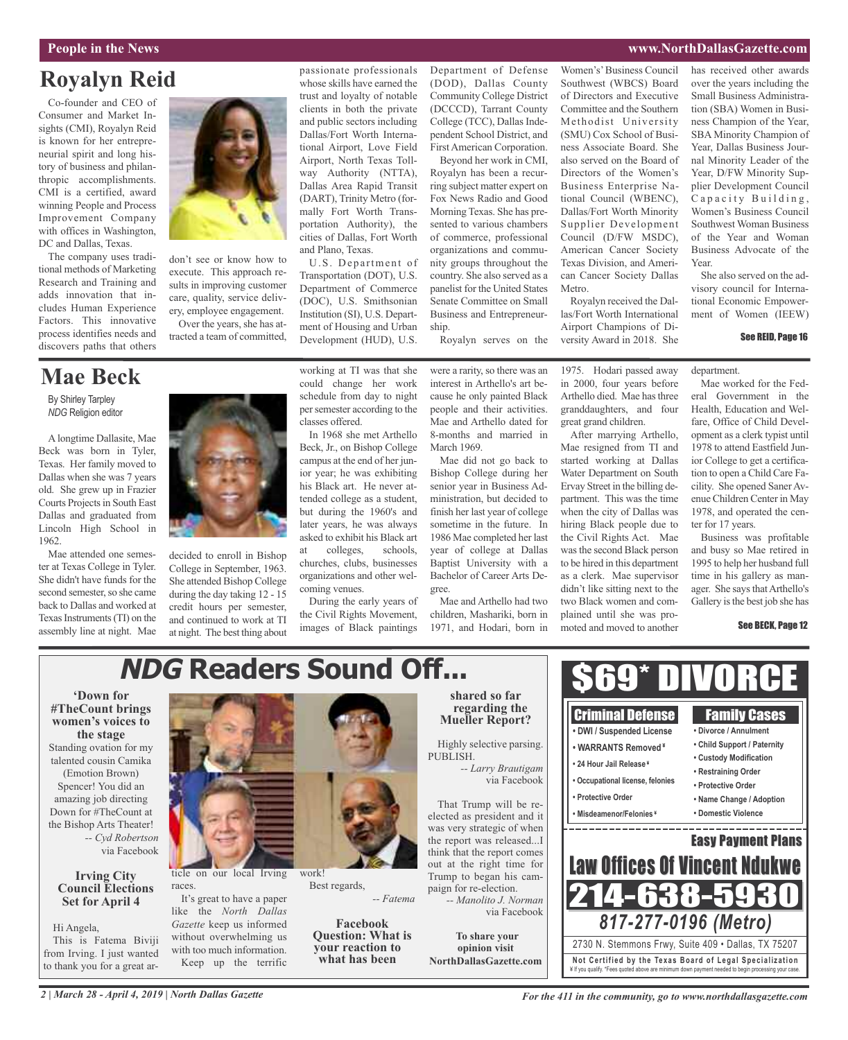# Royalyn Reid

Co-founder and CEO of Consumer and Market Insights (CMI), Royalyn Reid is known for her entrepreneurial spirit and long history of business and philanthropic accomplishments. CMI is a certified, award winning People and Process Improvement Company with offices in Washington, DC and Dallas, Texas.

The company uses traditional methods of Marketing Research and Training and adds innovation that includes Human Experience Factors. This innovative process identifies needs and discovers paths that others don't see or know how to execute. This approach results in improving customer care, quality, service delivery, employee engagement.

Over the years, she has attracted a team of committed, passionate professionals whose skills have earned the trust and loyalty of notable clients in both the private and public sectors including Dallas/Fort Worth International Airport, Love Field Airport, North Texas Tollway Authority (NTTA), Dallas Area Rapid Transit (DART), Trinity Metro (formally Fort Worth Transportation Authority), the cities of Dallas, Fort Worth and Plano, Texas.

U.S. Department of Transportation (DOT), U.S. Department of Commerce (DOC), U.S. Smithsonian Institution (SI), U.S. Department of Housing and Urban Development (HUD), U.S. Department of Defense (DOD), Dallas County Community College District (DCCCD), Tarrant County College (TCC), Dallas Independent School District, and First American Corporation.

Beyond her work in CMI, Royalyn has been a recurring subject matter expert on Fox News Radio and Good Morning Texas. She has presented to various chambers of commerce, professional organizations and community groups throughout the country. She also served as a panelist for the United States Senate Committee on Small Business and Entrepreneurship.

Royalyn serves on the Women's Business Council Southwest (WBCS) Board of Directors and Executive Committee and the Southern Methodist University (SMU) Cox School of Business Associate Board. She also served on the Board of Directors of the Women's Business Enterprise National Council (WBENC), Dallas/Fort Worth Minority Supplier Development Council (D/FW MSDC), American Cancer Society Texas Division, and American Cancer Society Dallas Metro.

Royalyn received the Dallas/Fort Worth International Airport Champions of Diversity Award in 2018. She has received other awards over the years including the Small Business Administration (SBA) Women in Business Champion of the Year, SBA Minority Champion of Year, Dallas Business Journal Minority Leader of the Year, D/FW Minority Supplier Development Council Capacity Building, Women's Business Council Southwest Woman Business of the Year and Woman Business Advocate of the Year.

She also served on the advisory council for International Economic Empowerment of Women (IEEW)

**See REID, Page 16**

# Mae Beck

By Shirley Tarpley
*NDG* Religion editor

A longtime Dallasite, Mae Beck was born in Tyler, Texas. Her family moved to Dallas when she was 7 years old. She grew up in Frazier Courts Projects in South East Dallas and graduated from Lincoln High School in 1962.

Mae attended one semester at Texas College in Tyler. She didn't have funds for the second semester, so she came back to Dallas and worked at Texas Instruments (TI) on the assembly line at night. Mae decided to enroll in Bishop College in September, 1963. She attended Bishop College during the day taking 12 - 15 credit hours per semester, and continued to work at TI at night. The best thing about working at TI was that she could change her work schedule from day to night per semester according to the classes offered.

In 1968 she met Arthello Beck, Jr., on Bishop College campus at the end of her junior year; he was exhibiting his Black art. He never attended college as a student, but during the 1960's and later years, he was always asked to exhibit his Black art at colleges, schools, churches, clubs, businesses organizations and other welcoming venues.

During the early years of the Civil Rights Movement, images of Black paintings were a rarity, so there was an interest in Arthello's art because he only painted Black people and their activities. Mae and Arthello dated for 8-months and married in March 1969.

Mae did not go back to Bishop College during her senior year in Business Administration, but decided to finish her last year of college sometime in the future. In 1986 Mae completed her last year of college at Dallas Baptist University with a Bachelor of Career Arts Degree.

Mae and Arthello had two children, Mashariki, born in 1971, and Hodari, born in 1975. Hodari passed away in 2000, four years before Arthello died. Mae has three granddaughters, and four great grand children.

After marrying Arthello, Mae resigned from TI and started working at Dallas Water Department on South Ervay Street in the billing department. This was the time when the city of Dallas was hiring Black people due to the Civil Rights Act. Mae was the second Black person to be hired in this department as a clerk. Mae supervisor didn't like sitting next to the two Black women and complained until she was promoted and moved to another department.

Mae worked for the Federal Government in the Health, Education and Welfare, Office of Child Development as a clerk typist until 1978 to attend Eastfield Junior College to get a certification to open a Child Care Facility. She opened Saner Avenue Children Center in May 1978, and operated the center for 17 years.

Business was profitable and busy so Mae retired in 1995 to help her husband full time in his gallery as manager. She says that Arthello's Gallery is the best job she has

**See BECK, Page 12**

# *NDG* Readers Sound Off...

**'Down for #TheCount brings women's voices to the stage**

Standing ovation for my talented cousin Camika (Emotion Brown) Spencer! You did an amazing job directing Down for #TheCount at the Bishop Arts Theater!

*-- Cyd Robertson* via Facebook

**Irving City Council Elections Set for April 4**

Hi Angela,

This is Fatema Biviji from Irving. I just wanted to thank you for a great article on our local Irving races.

It's great to have a paper like the *North Dallas Gazette* keep us informed without overwhelming us with too much information.

Keep up the terrific work!

Best regards,

*-- Fatema*

**Facebook Question: What is your reaction to what has been shared so far regarding the Mueller Report?**

Highly selective parsing. PUBLISH.

*-- Larry Brautigam* via Facebook

That Trump will be reelected as president and it was very strategic of when the report was released...I think that the report comes out at the right time for Trump to began his campaign for re-election.

*-- Manolito J. Norman* via Facebook

**To share your opinion visit NorthDallasGazette.com**

# $69* DIVORCE

**Criminal Defense**
- DWI / Suspended License
- WARRANTS Removed ¥
- 24 Hour Jail Release ¥
- Occupational license, felonies
- Protective Order
- Misdeameanor/Felonies ¥

**Family Cases**
- Divorce / Annulment
- Child Support / Paternity
- Custody Modification
- Restraining Order
- Protective Order
- Name Change / Adoption
- Domestic Violence

**Easy Payment Plans**

**Law Offices Of Vincent Ndukwe**

**214-638-5930**

***817-277-0196 (Metro)***

2730 N. Stemmons Frwy, Suite 409 • Dallas, TX 75207

**Not Certified by the Texas Board of Legal Specialization**
¥ If you qualify. *Fees quoted above are minimum down payment needed to begin processing your case.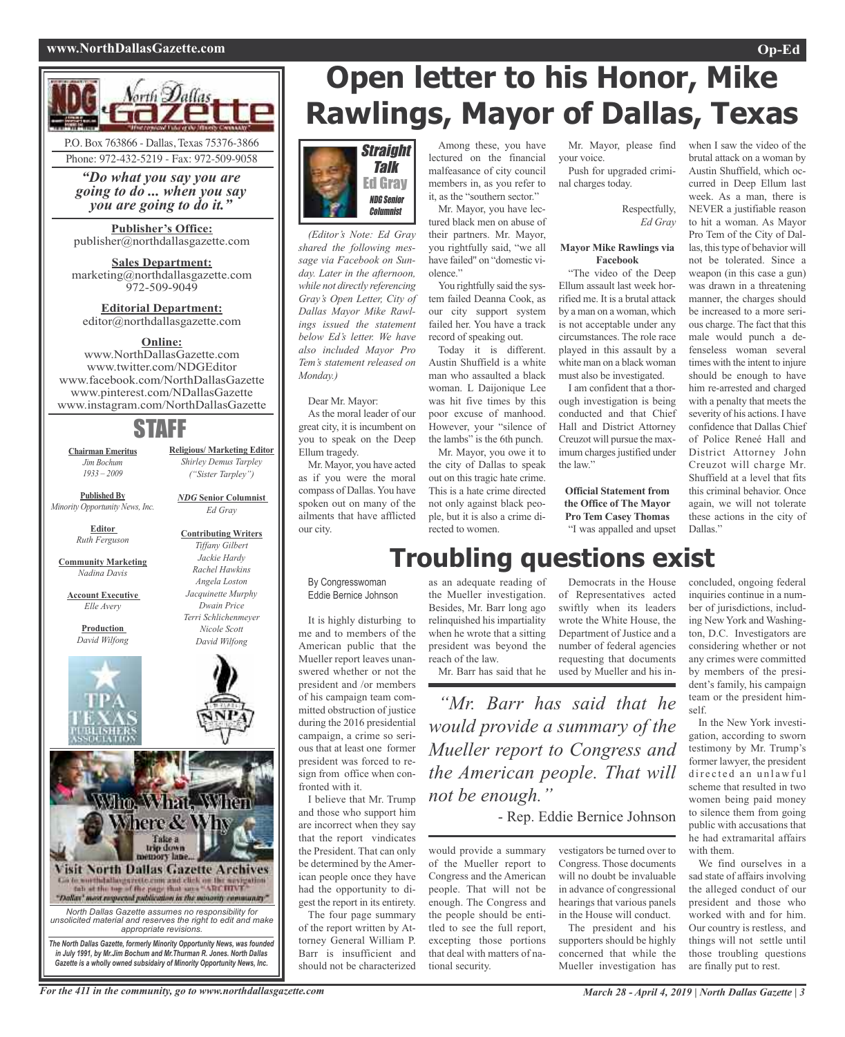# Open letter to his Honor, Mike Rawlings, Mayor of Dallas, Texas

**Straight Talk**
**Ed Gray**
*NDG Senior Columnist*

*(Editor's Note: Ed Gray shared the following message via Facebook on Sunday. Later in the afternoon, while not directly referencing Gray's Open Letter, City of Dallas Mayor Mike Rawlings issued the statement below Ed's letter. We have also included Mayor Pro Tem's statement released on Monday.)*

Dear Mr. Mayor:

As the moral leader of our great city, it is incumbent on you to speak on the Deep Ellum tragedy.

Mr. Mayor, you have acted as if you were the moral compass of Dallas. You have spoken out on many of the ailments that have afflicted our city.

Among these, you have lectured on the financial malfeasance of city council members in, as you refer to it, as the "southern sector."

Mr. Mayor, you have lectured black men on abuse of their partners. Mr. Mayor, you rightfully said, "we all have failed" on "domestic violence."

You rightfully said the system failed Deanna Cook, as our city support system failed her. You have a track record of speaking out.

Today it is different. Austin Shuffield is a white man who assaulted a black woman. L Daijonique Lee was hit five times by this poor excuse of manhood. However, your "silence of the lambs" is the 6th punch.

Mr. Mayor, you owe it to the city of Dallas to speak out on this tragic hate crime. This is a hate crime directed not only against black people, but it is also a crime directed to women.

Mr. Mayor, please find your voice.

Push for upgraded criminal charges today.

Respectfully,
*Ed Gray*

**Mayor Mike Rawlings via Facebook**

"The video of the Deep Ellum assault last week horrified me. It is a brutal attack by a man on a woman, which is not acceptable under any circumstances. The role race played in this assault by a white man on a black woman must also be investigated.

I am confident that a thorough investigation is being conducted and that Chief Hall and District Attorney Creuzot will pursue the maximum charges justified under the law."

**Official Statement from the Office of The Mayor Pro Tem Casey Thomas**

"I was appalled and upset when I saw the video of the brutal attack on a woman by Austin Shuffield, which occurred in Deep Ellum last week. As a man, there is NEVER a justifiable reason to hit a woman. As Mayor Pro Tem of the City of Dallas, this type of behavior will not be tolerated. Since a weapon (in this case a gun) was drawn in a threatening manner, the charges should be increased to a more serious charge. The fact that this male would punch a defenseless woman several times with the intent to injure should be enough to have him re-arrested and charged with a penalty that meets the severity of his actions. I have confidence that Dallas Chief of Police Reneé Hall and District Attorney John Creuzot will charge Mr. Shuffield at a level that fits this criminal behavior. Once again, we will not tolerate these actions in the city of Dallas."

# Troubling questions exist

By Congresswoman Eddie Bernice Johnson

It is highly disturbing to me and to members of the American public that the Mueller report leaves unanswered whether or not the president and /or members of his campaign team committed obstruction of justice during the 2016 presidential campaign, a crime so serious that at least one former president was forced to resign from office when confronted with it.

I believe that Mr. Trump and those who support him are incorrect when they say that the report vindicates the President. That can only be determined by the American people once they have had the opportunity to digest the report in its entirety.

The four page summary of the report written by Attorney General William P. Barr is insufficient and should not be characterized as an adequate reading of the Mueller investigation. Besides, Mr. Barr long ago relinquished his impartiality when he wrote that a sitting president was beyond the reach of the law.

Mr. Barr has said that he would provide a summary of the Mueller report to Congress and the American people. That will not be enough. The Congress and the people should be entitled to see the full report, excepting those portions that deal with matters of national security.

> *"Mr. Barr has said that he would provide a summary of the Mueller report to Congress and the American people. That will not be enough."*
>
> \- Rep. Eddie Bernice Johnson

Democrats in the House of Representatives acted swiftly when its leaders wrote the White House, the Department of Justice and a number of federal agencies requesting that documents used by Mueller and his investigators be turned over to Congress. Those documents will no doubt be invaluable in advance of congressional hearings that various panels in the House will conduct.

The president and his supporters should be highly concerned that while the Mueller investigation has concluded, ongoing federal inquiries continue in a number of jurisdictions, including New York and Washington, D.C. Investigators are considering whether or not any crimes were committed by members of the president's family, his campaign team or the president himself.

In the New York investigation, according to sworn testimony by Mr. Trump's former lawyer, the president directed an unlawful scheme that resulted in two women being paid money to silence them from going public with accusations that he had extramarital affairs with them.

We find ourselves in a sad state of affairs involving the alleged conduct of our president and those who worked with and for him. Our country is restless, and things will not settle until those troubling questions are finally put to rest.

---

**North Dallas Gazette**

P.O. Box 763866 - Dallas, Texas 75376-3866
Phone: 972-432-5219 - Fax: 972-509-9058

*"Do what you say you are going to do ... when you say you are going to do it."*

**Publisher's Office:**
publisher@northdallasgazette.com

**Sales Department:**
marketing@northdallasgazette.com
972-509-9049

**Editorial Department:**
editor@northdallasgazette.com

**Online:**
www.NorthDallasGazette.com
www.twitter.com/NDGEditor
www.facebook.com/NorthDallasGazette
www.pinterest.com/NDallasGazette
www.instagram.com/NorthDallasGazette

## STAFF

**Chairman Emeritus**
*Jim Bochum*
*1933 – 2009*

**Published By**
*Minority Opportunity News, Inc.*

**Editor**
*Ruth Ferguson*

**Community Marketing**
*Nadina Davis*

**Account Executive**
*Elle Avery*

**Production**
*David Wilfong*

**Religious/ Marketing Editor**
*Shirley Demus Tarpley ("Sister Tarpley")*

***NDG* Senior Columnist**
*Ed Gray*

**Contributing Writers**
*Tiffany Gilbert*
*Jackie Hardy*
*Rachel Hawkins*
*Angela Loston*
*Jacquinette Murphy*
*Dwain Price*
*Terri Schlichenmeyer*
*Nicole Scott*
*David Wilfong*

Who, What, When Where & Why
Take a trip down memory lane...
Visit North Dallas Gazette Archives
Go to northdallasgazette.com and click on the navigation tab at the top of the page that says "ARCHIVE"
"Dallas' most respected publication in the minority community"

*North Dallas Gazette assumes no responsibility for unsolicited material and reserves the right to edit and make appropriate revisions.*

***The North Dallas Gazette, formerly Minority Opportunity News, was founded in July 1991, by Mr.Jim Bochum and Mr.Thurman R. Jones. North Dallas Gazette is a wholly owned subsidairy of Minority Opportunity News, Inc.***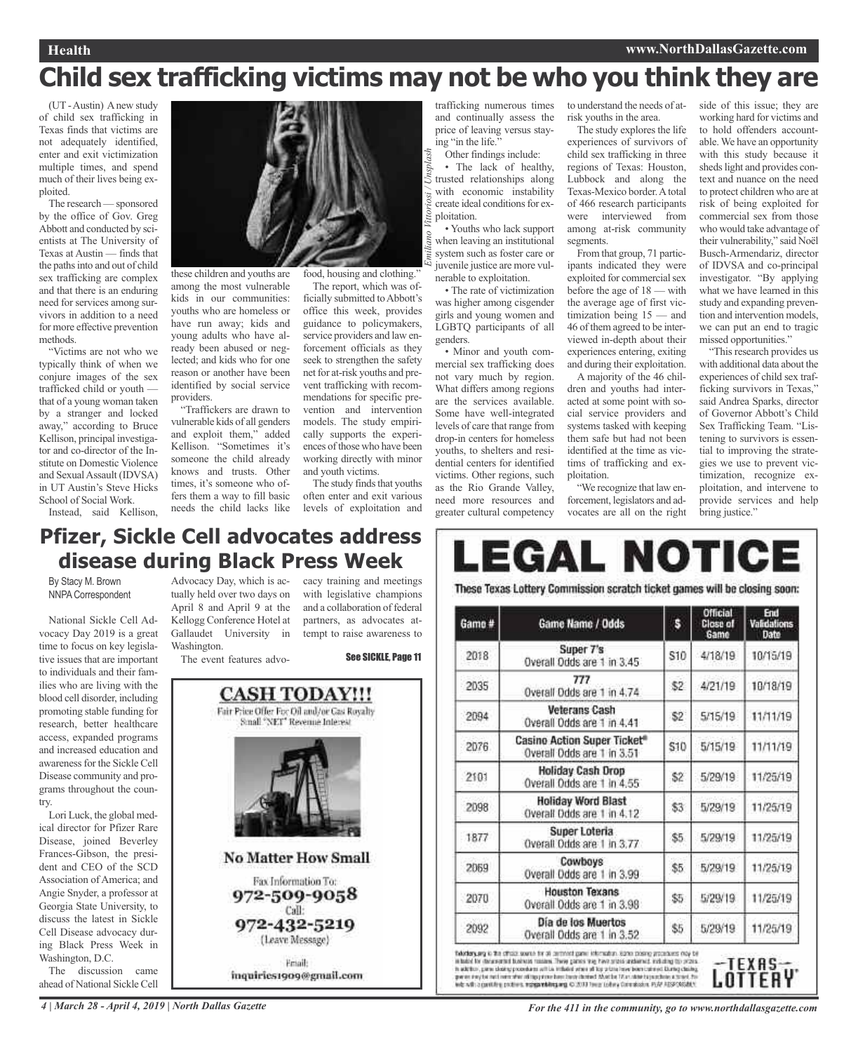# Child sex trafficking victims may not be who you think they are

(UT - Austin) A new study of child sex trafficking in Texas finds that victims are not adequately identified, enter and exit victimization multiple times, and spend much of their lives being exploited.

The research — sponsored by the office of Gov. Greg Abbott and conducted by scientists at The University of Texas at Austin — finds that the paths into and out of child sex trafficking are complex and that there is an enduring need for services among survivors in addition to a need for more effective prevention methods.

"Victims are not who we typically think of when we conjure images of the sex trafficked child or youth — that of a young woman taken by a stranger and locked away," according to Bruce Kellison, principal investigator and co-director of the Institute on Domestic Violence and Sexual Assault (IDVSA) in UT Austin's Steve Hicks School of Social Work.

Instead, said Kellison, these children and youths are among the most vulnerable kids in our communities: youths who are homeless or have run away; kids and young adults who have already been abused or neglected; and kids who for one reason or another have been identified by social service providers.

"Traffickers are drawn to vulnerable kids of all genders and exploit them," added Kellison. "Sometimes it's someone the child already knows and trusts. Other times, it's someone who offers them a way to fill basic needs the child lacks like food, housing and clothing."

*Emiliano Vittoriosi / Unsplash*

The report, which was officially submitted to Abbott's office this week, provides guidance to policymakers, service providers and law enforcement officials as they seek to strengthen the safety net for at-risk youths and prevent trafficking with recommendations for specific prevention and intervention models. The study empirically supports the experiences of those who have been working directly with minor and youth victims.

The study finds that youths often enter and exit various levels of exploitation and trafficking numerous times and continually assess the price of leaving versus staying "in the life."

Other findings include:

- The lack of healthy, trusted relationships along with economic instability create ideal conditions for exploitation.
- Youths who lack support when leaving an institutional system such as foster care or juvenile justice are more vulnerable to exploitation.
- The rate of victimization was higher among cisgender girls and young women and LGBTQ participants of all genders.
- Minor and youth commercial sex trafficking does not vary much by region. What differs among regions are the services available. Some have well-integrated levels of care that range from drop-in centers for homeless youths, to shelters and residential centers for identified victims. Other regions, such as the Rio Grande Valley, need more resources and greater cultural competency to understand the needs of at-risk youths in the area.

The study explores the life experiences of survivors of child sex trafficking in three regions of Texas: Houston, Lubbock and along the Texas-Mexico border. A total of 466 research participants were interviewed from among at-risk community segments.

From that group, 71 participants indicated they were exploited for commercial sex before the age of 18 — with the average age of first victimization being 15 — and 46 of them agreed to be interviewed in-depth about their experiences entering, exiting and during their exploitation.

A majority of the 46 children and youths had interacted at some point with social service providers and systems tasked with keeping them safe but had not been identified at the time as victims of trafficking and exploitation.

"We recognize that law enforcement, legislators and advocates are all on the right side of this issue; they are working hard for victims and to hold offenders accountable. We have an opportunity with this study because it sheds light and provides context and nuance on the need to protect children who are at risk of being exploited for commercial sex from those who would take advantage of their vulnerability," said Noël Busch-Armendariz, director of IDVSA and co-principal investigator. "By applying what we have learned in this study and expanding prevention and intervention models, we can put an end to tragic missed opportunities."

"This research provides us with additional data about the experiences of child sex trafficking survivors in Texas," said Andrea Sparks, director of Governor Abbott's Child Sex Trafficking Team. "Listening to survivors is essential to improving the strategies we use to prevent victimization, recognize exploitation, and intervene to provide services and help bring justice."

# Pfizer, Sickle Cell advocates address disease during Black Press Week

By Stacy M. Brown
NNPA Correspondent

National Sickle Cell Advocacy Day 2019 is a great time to focus on key legislative issues that are important to individuals and their families who are living with the blood cell disorder, including promoting stable funding for research, better healthcare access, expanded programs and increased education and awareness for the Sickle Cell Disease community and programs throughout the country.

Lori Luck, the global medical director for Pfizer Rare Disease, joined Beverley Frances-Gibson, the president and CEO of the SCD Association of America; and Angie Snyder, a professor at Georgia State University, to discuss the latest in Sickle Cell Disease advocacy during Black Press Week in Washington, D.C.

The discussion came ahead of National Sickle Cell Advocacy Day, which is actually held over two days on April 8 and April 9 at the Kellogg Conference Hotel at Gallaudet University in Washington.

The event features advocacy training and meetings with legislative champions and a collaboration of federal partners, as advocates attempt to raise awareness to

See SICKLE, Page 11

## CASH TODAY!!!

Fair Price Offer For Oil and/or Gas Royalty
Small "NET" Revenue Interest

**No Matter How Small**

Fax Information To:
972-509-9058
Call:
972-432-5219
(Leave Message)

Email:
inquiries1909@gmail.com

# LEGAL NOTICE

**These Texas Lottery Commission scratch ticket games will be closing soon:**

| Game # | Game Name / Odds | $ | Official Close of Game | End Validations Date |
|---|---|---|---|---|
| 2018 | Super 7's<br>Overall Odds are 1 in 3.45 | $10 | 4/18/19 | 10/15/19 |
| 2035 | 777<br>Overall Odds are 1 in 4.74 | $2 | 4/21/19 | 10/18/19 |
| 2094 | Veterans Cash<br>Overall Odds are 1 in 4.41 | $2 | 5/15/19 | 11/11/19 |
| 2076 | Casino Action Super Ticket®<br>Overall Odds are 1 in 3.51 | $10 | 5/15/19 | 11/11/19 |
| 2101 | Holiday Cash Drop<br>Overall Odds are 1 in 4.55 | $2 | 5/29/19 | 11/25/19 |
| 2098 | Holiday Word Blast<br>Overall Odds are 1 in 4.12 | $3 | 5/29/19 | 11/25/19 |
| 1877 | Super Loteria<br>Overall Odds are 1 in 3.77 | $5 | 5/29/19 | 11/25/19 |
| 2069 | Cowboys<br>Overall Odds are 1 in 3.99 | $5 | 5/29/19 | 11/25/19 |
| 2070 | Houston Texans<br>Overall Odds are 1 in 3.98 | $5 | 5/29/19 | 11/25/19 |
| 2092 | Día de los Muertos<br>Overall Odds are 1 in 3.52 | $5 | 5/29/19 | 11/25/19 |

TEXAS LOTTERY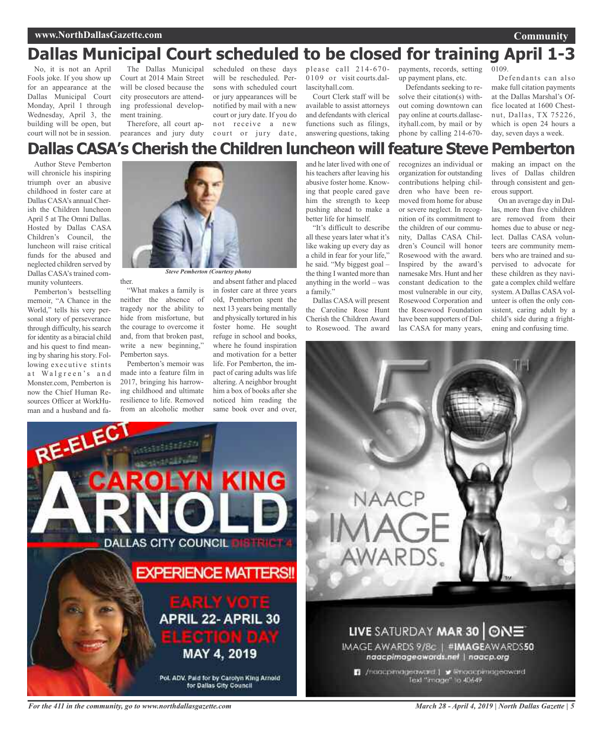# Dallas Municipal Court scheduled to be closed for training April 1-3

No, it is not an April Fools joke. If you show up for an appearance at the Dallas Municipal Court Monday, April 1 through Wednesday, April 3, the building will be open, but court will not be in session.

The Dallas Municipal Court at 2014 Main Street will be closed because the city prosecutors are attending professional development training.

Therefore, all court appearances and jury duty scheduled on these days will be rescheduled. Persons with scheduled court or jury appearances will be notified by mail with a new court or jury date. If you do not receive a new court or jury date, please call 214-670-0109 or visit courts.dallascityhall.com.

Court Clerk staff will be available to assist attorneys and defendants with clerical functions such as filings, answering questions, taking payments, records, setting up payment plans, etc.

Defendants seeking to resolve their citation(s) without coming downtown can pay online at courts.dallascityhall.com, by mail or by phone by calling 214-670-0109.

Defendants can also make full citation payments at the Dallas Marshal's Office located at 1600 Chestnut, Dallas, TX 75226, which is open 24 hours a day, seven days a week.

# Dallas CASA's Cherish the Children luncheon will feature Steve Pemberton

Author Steve Pemberton will chronicle his inspiring triumph over an abusive childhood in foster care at Dallas CASA's annual Cherish the Children luncheon April 5 at The Omni Dallas. Hosted by Dallas CASA Children's Council, the luncheon will raise critical funds for the abused and neglected children served by Dallas CASA's trained community volunteers.

Pemberton's bestselling memoir, "A Chance in the World," tells his very personal story of perseverance through difficulty, his search for identity as a biracial child and his quest to find meaning by sharing his story. Following executive stints at Walgreen's and Monster.com, Pemberton is now the Chief Human Resources Officer at WorkHuman and a husband and father.

*Steve Pemberton (Courtesy photo)*

"What makes a family is neither the absence of tragedy nor the ability to hide from misfortune, but the courage to overcome it and, from that broken past, write a new beginning," Pemberton says.

Pemberton's memoir was made into a feature film in 2017, bringing his harrowing childhood and ultimate resilience to life. Removed from an alcoholic mother and absent father and placed in foster care at three years old, Pemberton spent the next 13 years being mentally and physically tortured in his foster home. He sought refuge in school and books, where he found inspiration and motivation for a better life. For Pemberton, the impact of caring adults was life altering. A neighbor brought him a box of books after she noticed him reading the same book over and over, and he later lived with one of his teachers after leaving his abusive foster home. Knowing that people cared gave him the strength to keep pushing ahead to make a better life for himself.

"It's difficult to describe all these years later what it's like waking up every day as a child in fear for your life," he said. "My biggest goal – the thing I wanted more than anything in the world – was a family."

Dallas CASA will present the Caroline Rose Hunt Cherish the Children Award to Rosewood. The award recognizes an individual or organization for outstanding contributions helping children who have been removed from home for abuse or severe neglect. In recognition of its commitment to the children of our community, Dallas CASA Children's Council will honor Rosewood with the award. Inspired by the award's namesake Mrs. Hunt and her constant dedication to the most vulnerable in our city, Rosewood Corporation and the Rosewood Foundation have been supporters of Dallas CASA for many years, making an impact on the lives of Dallas children through consistent and generous support.

On an average day in Dallas, more than five children are removed from their homes due to abuse or neglect. Dallas CASA volunteers are community members who are trained and supervised to advocate for these children as they navigate a complex child welfare system. A Dallas CASA volunteer is often the only consistent, caring adult by a child's side during a frightening and confusing time.

RE-ELECT CAROLYN KING ARNOLD
DALLAS CITY COUNCIL DISTRICT 4
EXPERIENCE MATTERS!!
EARLY VOTE APRIL 22- APRIL 30
ELECTION DAY MAY 4, 2019
Pol. ADV. Paid for by Carolyn King Arnold for Dallas City Council

50TH NAACP IMAGE AWARDS
LIVE SATURDAY MAR 30 | ONE
IMAGE AWARDS 9/8c | #IMAGEAWARDS50
naacpimageawards.net | naacp.org
/naacpimageaward | @naacpimageaward
Text "image" to 40649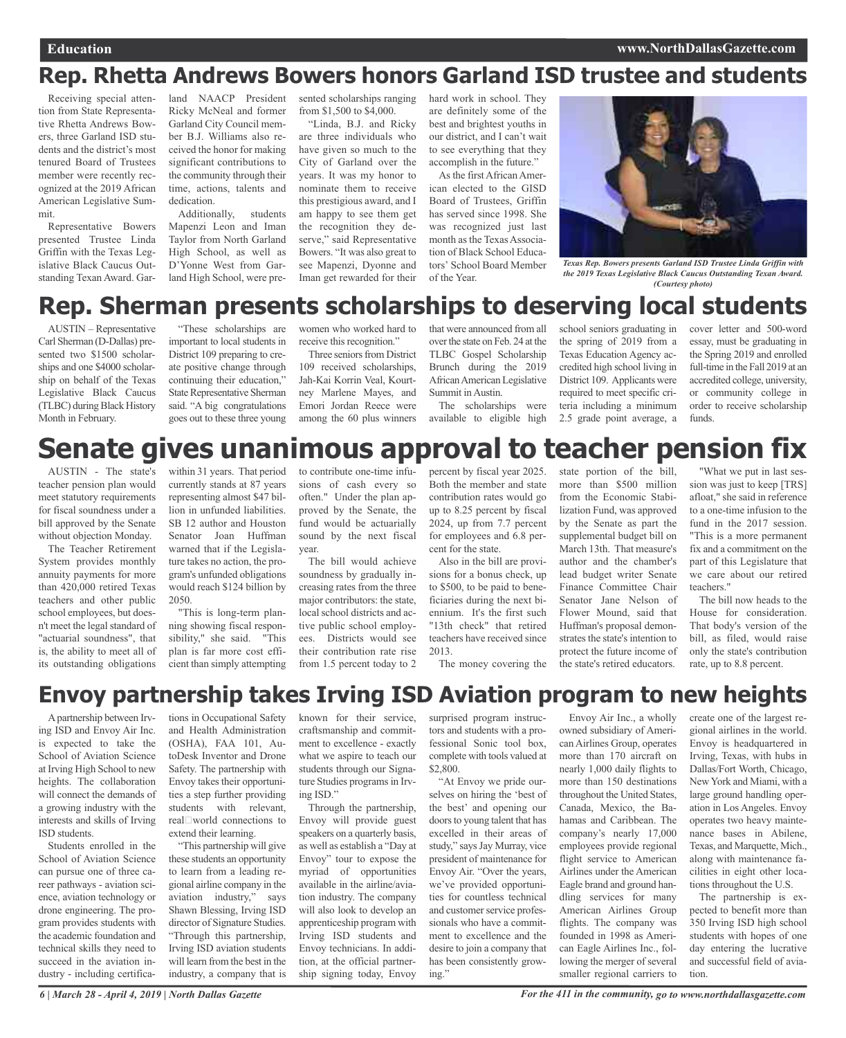# Rep. Rhetta Andrews Bowers honors Garland ISD trustee and students

Receiving special attention from State Representative Rhetta Andrews Bowers, three Garland ISD students and the district's most tenured Board of Trustees member were recently recognized at the 2019 African American Legislative Summit.

Representative Bowers presented Trustee Linda Griffin with the Texas Legislative Black Caucus Outstanding Texan Award. Garland NAACP President Ricky McNeal and former Garland City Council member B.J. Williams also received the honor for making significant contributions to the community through their time, actions, talents and dedication.

Additionally, students Mapenzi Leon and Iman Taylor from North Garland High School, as well as D'Yonne West from Garland High School, were presented scholarships ranging from $1,500 to $4,000.

"Linda, B.J. and Ricky are three individuals who have given so much to the City of Garland over the years. It was my honor to nominate them to receive this prestigious award, and I am happy to see them get the recognition they deserve," said Representative Bowers. "It was also great to see Mapenzi, Dyonne and Iman get rewarded for their hard work in school. They are definitely some of the best and brightest youths in our district, and I can't wait to see everything that they accomplish in the future."

As the first African American elected to the GISD Board of Trustees, Griffin has served since 1998. She was recognized just last month as the Texas Association of Black School Educators' School Board Member of the Year.

*Texas Rep. Bowers presents Garland ISD Trustee Linda Griffin with the 2019 Texas Legislative Black Caucus Outstanding Texan Award. (Courtesy photo)*

# Rep. Sherman presents scholarships to deserving local students

AUSTIN – Representative Carl Sherman (D-Dallas) presented two $1500 scholarships and one $4000 scholarship on behalf of the Texas Legislative Black Caucus (TLBC) during Black History Month in February.

"These scholarships are important to local students in District 109 preparing to create positive change through continuing their education," State Representative Sherman said. "A big congratulations goes out to these three young women who worked hard to receive this recognition."

Three seniors from District 109 received scholarships, Jah-Kai Korrin Veal, Kourtney Marlene Mayes, and Emori Jordan Reece were among the 60 plus winners that were announced from all over the state on Feb. 24 at the TLBC Gospel Scholarship Brunch during the 2019 African American Legislative Summit in Austin.

The scholarships were available to eligible high school seniors graduating in the spring of 2019 from a Texas Education Agency accredited high school living in District 109. Applicants were required to meet specific criteria including a minimum 2.5 grade point average, a cover letter and 500-word essay, must be graduating in the Spring 2019 and enrolled full-time in the Fall 2019 at an accredited college, university, or community college in order to receive scholarship funds.

# Senate gives unanimous approval to teacher pension fix

AUSTIN - The state's teacher pension plan would meet statutory requirements for fiscal soundness under a bill approved by the Senate without objection Monday.

The Teacher Retirement System provides monthly annuity payments for more than 420,000 retired Texas teachers and other public school employees, but doesn't meet the legal standard of "actuarial soundness", that is, the ability to meet all of its outstanding obligations within 31 years. That period currently stands at 87 years representing almost $47 billion in unfunded liabilities. SB 12 author and Houston Senator Joan Huffman warned that if the Legislature takes no action, the program's unfunded obligations would reach $124 billion by 2050.

"This is long-term planning showing fiscal responsibility," she said. "This plan is far more cost efficient than simply attempting to contribute one-time infusions of cash every so often." Under the plan approved by the Senate, the fund would be actuarially sound by the next fiscal year.

The bill would achieve soundness by gradually increasing rates from the three major contributors: the state, local school districts and active public school employees. Districts would see their contribution rate rise from 1.5 percent today to 2 percent by fiscal year 2025. Both the member and state contribution rates would go up to 8.25 percent by fiscal 2024, up from 7.7 percent for employees and 6.8 percent for the state.

Also in the bill are provisions for a bonus check, up to $500, to be paid to beneficiaries during the next biennium. It's the first such "13th check" that retired teachers have received since 2013.

The money covering the state portion of the bill, more than $500 million from the Economic Stabilization Fund, was approved by the Senate as part the supplemental budget bill on March 13th. That measure's author and the chamber's lead budget writer Senate Finance Committee Chair Senator Jane Nelson of Flower Mound, said that Huffman's proposal demonstrates the state's intention to protect the future income of the state's retired educators.

"What we put in last session was just to keep [TRS] afloat," she said in reference to a one-time infusion to the fund in the 2017 session. "This is a more permanent fix and a commitment on the part of this Legislature that we care about our retired teachers."

The bill now heads to the House for consideration. That body's version of the bill, as filed, would raise only the state's contribution rate, up to 8.8 percent.

# Envoy partnership takes Irving ISD Aviation program to new heights

A partnership between Irving ISD and Envoy Air Inc. is expected to take the School of Aviation Science at Irving High School to new heights. The collaboration will connect the demands of a growing industry with the interests and skills of Irving ISD students.

Students enrolled in the School of Aviation Science can pursue one of three career pathways - aviation science, aviation technology or drone engineering. The program provides students with the academic foundation and technical skills they need to succeed in the aviation industry - including certifications in Occupational Safety and Health Administration (OSHA), FAA 101, AutoDesk Inventor and Drone Safety. The partnership with Envoy takes their opportunities a step further providing students with relevant, real‐world connections to extend their learning.

"This partnership will give these students an opportunity to learn from a leading regional airline company in the aviation industry," says Shawn Blessing, Irving ISD director of Signature Studies. "Through this partnership, Irving ISD aviation students will learn from the best in the industry, a company that is known for their service, craftsmanship and commitment to excellence - exactly what we aspire to teach our students through our Signature Studies programs in Irving ISD."

Through the partnership, Envoy will provide guest speakers on a quarterly basis, as well as establish a "Day at Envoy" tour to expose the myriad of opportunities available in the airline/aviation industry. The company will also look to develop an apprenticeship program with Irving ISD students and Envoy technicians. In addition, at the official partnership signing today, Envoy surprised program instructors and students with a professional Sonic tool box, complete with tools valued at $2,800.

"At Envoy we pride ourselves on hiring the 'best of the best' and opening our doors to young talent that has excelled in their areas of study," says Jay Murray, vice president of maintenance for Envoy Air. "Over the years, we've provided opportunities for countless technical and customer service professionals who have a commitment to excellence and the desire to join a company that has been consistently growing."

Envoy Air Inc., a wholly owned subsidiary of American Airlines Group, operates more than 170 aircraft on nearly 1,000 daily flights to more than 150 destinations throughout the United States, Canada, Mexico, the Bahamas and Caribbean. The company's nearly 17,000 employees provide regional flight service to American Airlines under the American Eagle brand and ground handling services for many American Airlines Group flights. The company was founded in 1998 as American Eagle Airlines Inc., following the merger of several smaller regional carriers to create one of the largest regional airlines in the world. Envoy is headquartered in Irving, Texas, with hubs in Dallas/Fort Worth, Chicago, New York and Miami, with a large ground handling operation in Los Angeles. Envoy operates two heavy maintenance bases in Abilene, Texas, and Marquette, Mich., along with maintenance facilities in eight other locations throughout the U.S.

The partnership is expected to benefit more than 350 Irving ISD high school students with hopes of one day entering the lucrative and successful field of aviation.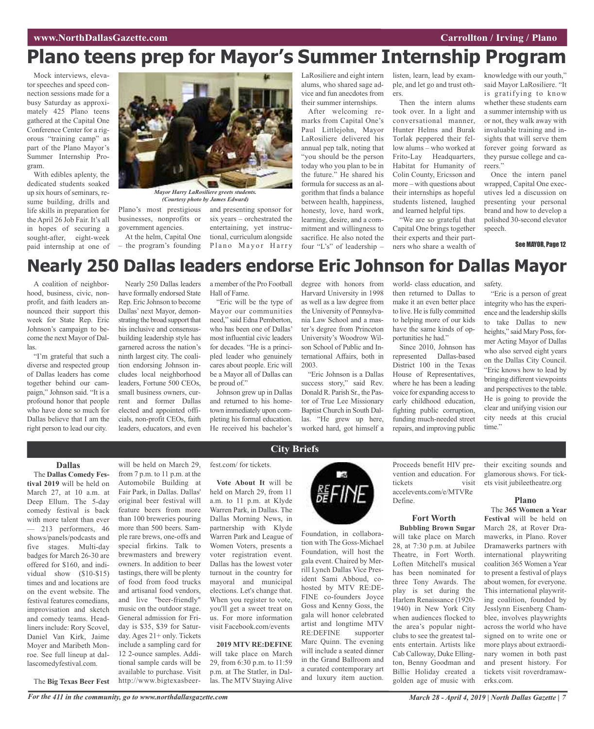# Plano teens prep for Mayor's Summer Internship Program

Mock interviews, elevator speeches and speed connection sessions made for a busy Saturday as approximately 425 Plano teens gathered at the Capital One Conference Center for a rigorous "training camp" as part of the Plano Mayor's Summer Internship Program.

With edibles aplenty, the dedicated students soaked up six hours of seminars, resume building, drills and life skills in preparation for the April 26 Job Fair. It's all in hopes of securing a sought-after, eight-week paid internship at one of Plano's most prestigious businesses, nonprofits or government agencies.

*Mayor Harry LaRosiliere greets students. (Courtesy photo by James Edward)*

At the helm, Capital One – the program's founding and presenting sponsor for six years – orchestrated the entertaining, yet instructional, curriculum alongside Plano Mayor Harry LaRosiliere and eight intern alums, who shared sage advice and fun anecdotes from their summer internships.

After welcoming remarks from Capital One's Paul Littlejohn, Mayor LaRosiliere delivered his annual pep talk, noting that "you should be the person today who you plan to be in the future." He shared his formula for success as an algorithm that finds a balance between health, happiness, honesty, love, hard work, learning, desire, and a commitment and willingness to sacrifice. He also noted the four "L's" of leadership – listen, learn, lead by example, and let go and trust others.

Then the intern alums took over. In a light and conversational manner, Hunter Helms and Burak Torlak peppered their fellow alums – who worked at Frito-Lay Headquarters, Habitat for Humanity of Colin County, Ericsson and more – with questions about their internships as hopeful students listened, laughed and learned helpful tips.

"We are so grateful that Capital One brings together their experts and their partners who share a wealth of knowledge with our youth," said Mayor LaRosiliere. "It is gratifying to know whether these students earn a summer internship with us or not, they walk away with invaluable training and insights that will serve them forever going forward as they pursue college and careers."

Once the intern panel wrapped, Capital One executives led a discussion on presenting your personal brand and how to develop a polished 30-second elevator speech.

See MAYOR, Page 12

# Nearly 250 Dallas leaders endorse Eric Johnson for Dallas Mayor

A coalition of neighborhood, business, civic, nonprofit, and faith leaders announced their support this week for State Rep. Eric Johnson's campaign to become the next Mayor of Dallas.

"I'm grateful that such a diverse and respected group of Dallas leaders has come together behind our campaign," Johnson said. "It is a profound honor that people who have done so much for Dallas believe that I am the right person to lead our city.

Nearly 250 Dallas leaders have formally endorsed State Rep. Eric Johnson to become Dallas' next Mayor, demonstrating the broad support that his inclusive and consensus-building leadership style has garnered across the nation's ninth largest city. The coalition endorsing Johnson includes local neighborhood leaders, Fortune 500 CEOs, small business owners, current and former Dallas elected and appointed officials, non-profit CEOs, faith leaders, educators, and even a member of the Pro Football Hall of Fame.

"Eric will be the type of Mayor our communities need," said Edna Pemberton, who has been one of Dallas' most influential civic leaders for decades. "He is a principled leader who genuinely cares about people. Eric will be a Mayor all of Dallas can be proud of."

Johnson grew up in Dallas and returned to his hometown immediately upon completing his formal education. He received his bachelor's degree with honors from Harvard University in 1998 as well as a law degree from the University of Pennsylvania Law School and a master's degree from Princeton University's Woodrow Wilson School of Public and International Affairs, both in 2003.

"Eric Johnson is a Dallas success story," said Rev. Donald R. Parish Sr., the Pastor of True Lee Missionary Baptist Church in South Dallas. "He grew up here, worked hard, got himself a world- class education, and then returned to Dallas to make it an even better place to live. He is fully committed to helping more of our kids have the same kinds of opportunities he had."

Since 2010, Johnson has represented Dallas-based District 100 in the Texas House of Representatives, where he has been a leading voice for expanding access to early childhood education, fighting public corruption, funding much-needed street repairs, and improving public safety.

"Eric is a person of great integrity who has the experience and the leadership skills to take Dallas to new heights," said Mary Poss, former Acting Mayor of Dallas who also served eight years on the Dallas City Council. "Eric knows how to lead by bringing different viewpoints and perspectives to the table. He is going to provide the clear and unifying vision our city needs at this crucial time."

## City Briefs

### Dallas

The **Dallas Comedy Festival 2019** will be held on March 27, at 10 a.m. at Deep Ellum. The 5-day comedy festival is back with more talent than ever — 213 performers, 46 shows/panels/podcasts and five stages. Multi-day badges for March 26-30 are offered for $160, and individual show ($10-$15) times and locations are on the event website. The festival features comedians, improvisation and sketch and comedy teams. Headliners include: Rory Scovel, Daniel Van Kirk, Jaime Moyer and Maribeth Monroe. See full lineup at dallascomedyfestival.com.

The **Big Texas Beer Fest** will be held on March 29, from 7 p.m. to 11 p.m. at the Automobile Building at Fair Park, in Dallas. Dallas' original beer festival will feature beers from more than 100 breweries pouring more than 500 beers. Sample rare brews, one-offs and special firkins. Talk to brewmasters and brewery owners. In addition to beer tastings, there will be plenty of food from food trucks and artisanal food vendors, and live "beer-friendly" music on the outdoor stage. General admission for Friday is $35, $39 for Saturday. Ages 21+ only. Tickets include a sampling card for 12 2-ounce samples. Additional sample cards will be available to purchase. Visit http://www.bigtexasbeerfest.com/ for tickets.

**Vote About It** will be held on March 29, from 11 a.m. to 11 p.m. at Klyde Warren Park, in Dallas. The Dallas Morning News, in partnership with Klyde Warren Park and League of Women Voters, presents a voter registration event. Dallas has the lowest voter turnout in the country for mayoral and municipal elections. Let's change that. When you register to vote, you'll get a sweet treat on us. For more information visit Facebook.com/events

**2019 MTV RE:DEFINE** will take place on March 29, from 6:30 p.m. to 11:59 p.m. at The Statler, in Dallas. The MTV Staying Alive Foundation, in collaboration with The Goss-Michael Foundation, will host the gala event. Chaired by Merrill Lynch Dallas Vice President Sami Abboud, co-hosted by MTV RE:DEFINE co-founders Joyce Goss and Kenny Goss, the gala will honor celebrated artist and longtime MTV RE:DEFINE supporter Marc Quinn. The evening will include a seated dinner in the Grand Ballroom and a curated contemporary art and luxury item auction. Proceeds benefit HIV prevention and education. For tickets visit accelevents.com/e/MTVReDefine.

### Fort Worth

**Bubbling Brown Sugar** will take place on March 28, at 7:30 p.m. at Jubilee Theatre, in Fort Worth. Loften Mitchell's musical has been nominated for three Tony Awards. The play is set during the Harlem Renaissance (1920-1940) in New York City when audiences flocked to the area's popular nightclubs to see the greatest talents entertain. Artists like Cab Calloway, Duke Ellington, Benny Goodman and Billie Holiday created a golden age of music with their exciting sounds and glamorous shows. For tickets visit jubileetheatre.org

### Plano

The **365 Women a Year Festival** will be held on March 28, at Rover Dramawerks, in Plano. Rover Dramawerks partners with international playwriting coalition 365 Women a Year to present a festival of plays about women, for everyone. This international playwriting coalition, founded by Jesslynn Eisenberg Chamblee, involves playwrights across the world who have signed on to write one or more plays about extraordinary women in both past and present history. For tickets visit roverdramawerks.com.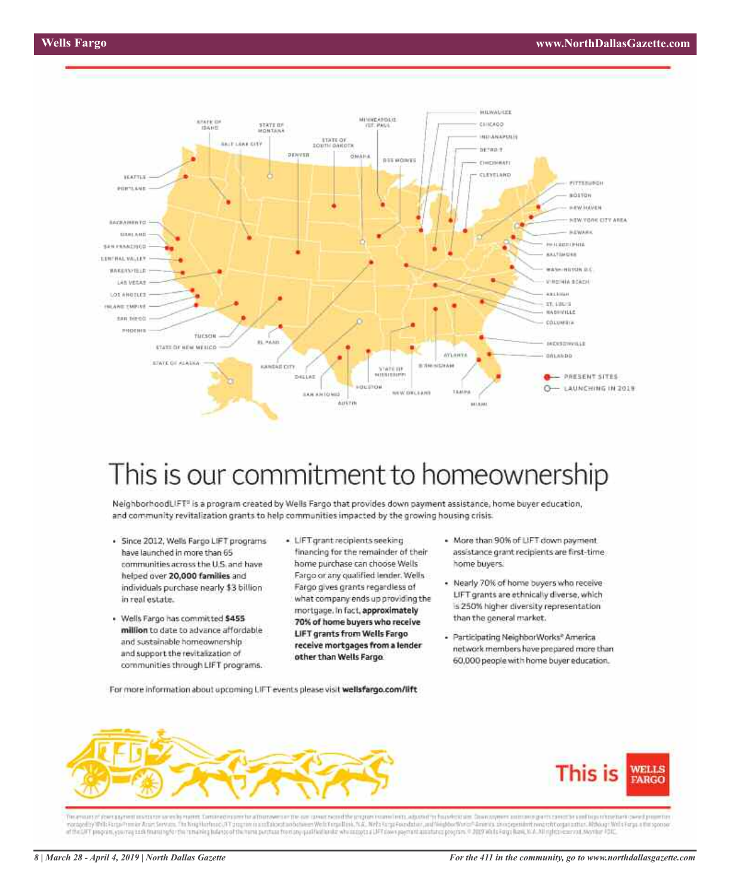STATE OF IDAHO · STATE OF MONTANA · SALT LAKE CITY · DENVER · MINNEAPOLIS /ST. PAUL · STATE OF SOUTH DAKOTA · OMAHA · DES MOINES · MILWAUKEE · CHICAGO · INDIANAPOLIS · DETROIT · CINCINNATI · CLEVELAND · PITTSBURGH · BOSTON · NEW HAVEN · NEW YORK CITY AREA · NEWARK · PHILADELPHIA · BALTIMORE · WASHINGTON D.C. · VIRGINIA BEACH · RALEIGH · ST. LOUIS · NASHVILLE · COLUMBIA · JACKSONVILLE · ORLANDO · SEATTLE · PORTLAND · SACRAMENTO · OAKLAND · SAN FRANCISCO · CENTRAL VALLEY · BAKERSFIELD · LAS VEGAS · LOS ANGELES · INLAND EMPIRE · SAN DIEGO · PHOENIX · TUCSON · STATE OF NEW MEXICO · STATE OF ALASKA · EL PASO · KANSAS CITY · DALLAS · SAN ANTONIO · AUSTIN · HOUSTON · STATE OF MISSISSIPPI · NEW ORLEANS · BIRMINGHAM · ATLANTA · TAMPA · MIAMI

PRESENT SITES

LAUNCHING IN 2019

# This is our commitment to homeownership

NeighborhoodLIFT® is a program created by Wells Fargo that provides down payment assistance, home buyer education, and community revitalization grants to help communities impacted by the growing housing crisis.

- Since 2012, Wells Fargo LIFT programs have launched in more than 65 communities across the U.S. and have helped over **20,000 families** and individuals purchase nearly $3 billion in real estate.
- Wells Fargo has committed **$455 million** to date to advance affordable and sustainable homeownership and support the revitalization of communities through LIFT programs.
- LIFT grant recipients seeking financing for the remainder of their home purchase can choose Wells Fargo or any qualified lender. Wells Fargo gives grants regardless of what company ends up providing the mortgage. In fact, **approximately 70% of home buyers who receive LIFT grants from Wells Fargo receive mortgages from a lender other than Wells Fargo.**
- More than 90% of LIFT down payment assistance grant recipients are first-time home buyers.
- Nearly 70% of home buyers who receive LIFT grants are ethnically diverse, which is 250% higher diversity representation than the general market.
- Participating NeighborWorks® America network members have prepared more than 60,000 people with home buyer education.

For more information about upcoming LIFT events please visit **wellsfargo.com/lift**

This is WELLS FARGO

The amount of down payment assistance varies by market. Combined income for all borrowers on the loan cannot exceed the program income limits, adjusted for household size. Down payment assistance grants cannot be used to purchase bank-owned properties managed by Wells Fargo Premier Asset Services. The NeighborhoodLIFT program is a collaboration between Wells Fargo Bank, N.A., Wells Fargo Foundation, and NeighborWorks® America, an independent nonprofit organization. Although Wells Fargo is the sponsor of the LIFT program, you may seek financing for the remaining balance of the home purchase from any qualified lender who accepts a LIFT down payment assistance program. © 2019 Wells Fargo Bank, N.A. All rights reserved. Member FDIC.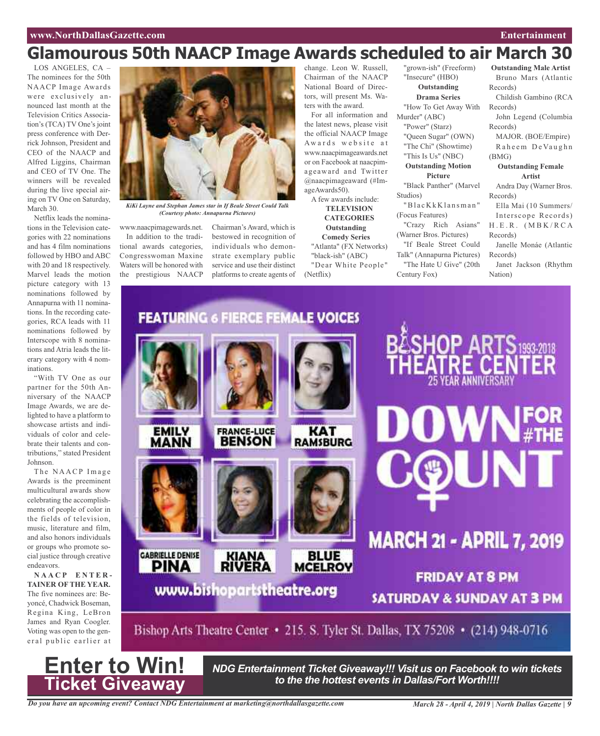# Glamourous 50th NAACP Image Awards scheduled to air March 30

LOS ANGELES, CA – The nominees for the 50th NAACP Image Awards were exclusively announced last month at the Television Critics Association's (TCA) TV One's joint press conference with Derrick Johnson, President and CEO of the NAACP and Alfred Liggins, Chairman and CEO of TV One. The winners will be revealed during the live special airing on TV One on Saturday, March 30.

Netflix leads the nominations in the Television categories with 22 nominations and has 4 film nominations followed by HBO and ABC with 20 and 18 respectively. Marvel leads the motion picture category with 13 nominations followed by Annapurna with 11 nominations. In the recording categories, RCA leads with 11 nominations followed by Interscope with 8 nominations and Atria leads the literary category with 4 nominations.

"With TV One as our partner for the 50th Anniversary of the NAACP Image Awards, we are delighted to have a platform to showcase artists and individuals of color and celebrate their talents and contributions," stated President Johnson.

The NAACP Image Awards is the preeminent multicultural awards show celebrating the accomplishments of people of color in the fields of television, music, literature and film, and also honors individuals or groups who promote social justice through creative endeavors.

**NAACP ENTERTAINER OF THE YEAR.** The five nominees are: Beyoncé, Chadwick Boseman, Regina King, LeBron James and Ryan Coogler. Voting was open to the general public earlier at www.naacpimageawards.net.

*KiKi Layne and Stephan James star in If Beale Street Could Talk (Courtesy photo: Annapurna Pictures)*

In addition to the traditional awards categories, Congresswoman Maxine Waters will be honored with the prestigious NAACP Chairman's Award, which is bestowed in recognition of individuals who demonstrate exemplary public service and use their distinct platforms to create agents of change. Leon W. Russell, Chairman of the NAACP National Board of Directors, will present Ms. Waters with the award.

For all information and the latest news, please visit the official NAACP Image Awards website at www.naacpimageawards.net or on Facebook at naacpimageaward and Twitter @naacpimageaward (#ImageAwards50).

A few awards include:

**TELEVISION CATEGORIES**

**Outstanding Comedy Series**

"Atlanta" (FX Networks)
"black-ish" (ABC)
"Dear White People" (Netflix)
"grown-ish" (Freeform)
"Insecure" (HBO)

**Outstanding Drama Series**

"How To Get Away With Murder" (ABC)
"Power" (Starz)
"Queen Sugar" (OWN)
"The Chi" (Showtime)
"This Is Us" (NBC)

**Outstanding Motion Picture**

"Black Panther" (Marvel Studios)
"BlacKkKlansman" (Focus Features)
"Crazy Rich Asians" (Warner Bros. Pictures)
"If Beale Street Could Talk" (Annapurna Pictures)
"The Hate U Give" (20th Century Fox)

**Outstanding Male Artist**

Bruno Mars (Atlantic Records)
Childish Gambino (RCA Records)
John Legend (Columbia Records)
MAJOR. (BOE/Empire)
Raheem DeVaughn (BMG)

**Outstanding Female Artist**

Andra Day (Warner Bros. Records)
Ella Mai (10 Summers/ Interscope Records)
H.E.R. (MBK/RCA Records)
Janelle Monáe (Atlantic Records)
Janet Jackson (Rhythm Nation)

FEATURING 6 FIERCE FEMALE VOICES

EMILY MANN · FRANCE-LUCE BENSON · KAT RAMSBURG · GABRIELLE DENISE PINA · KIANA RIVERA · BLUE MCELROY

BISHOP ARTS THEATRE CENTER 1993-2018 25 YEAR ANNIVERSARY

DOWN FOR #THE COUNT

MARCH 21 - APRIL 7, 2019

FRIDAY AT 8 PM
SATURDAY & SUNDAY AT 3 PM

www.bishopartstheatre.org

Bishop Arts Theatre Center • 215. S. Tyler St. Dallas, TX 75208 • (214) 948-0716

**Enter to Win! Ticket Giveaway**

***NDG Entertainment Ticket Giveaway!!! Visit us on Facebook to win tickets to the the hottest events in Dallas/Fort Worth!!!!***

*Do you have an upcoming event? Contact NDG Entertainment at marketing@northdallasgazette.com*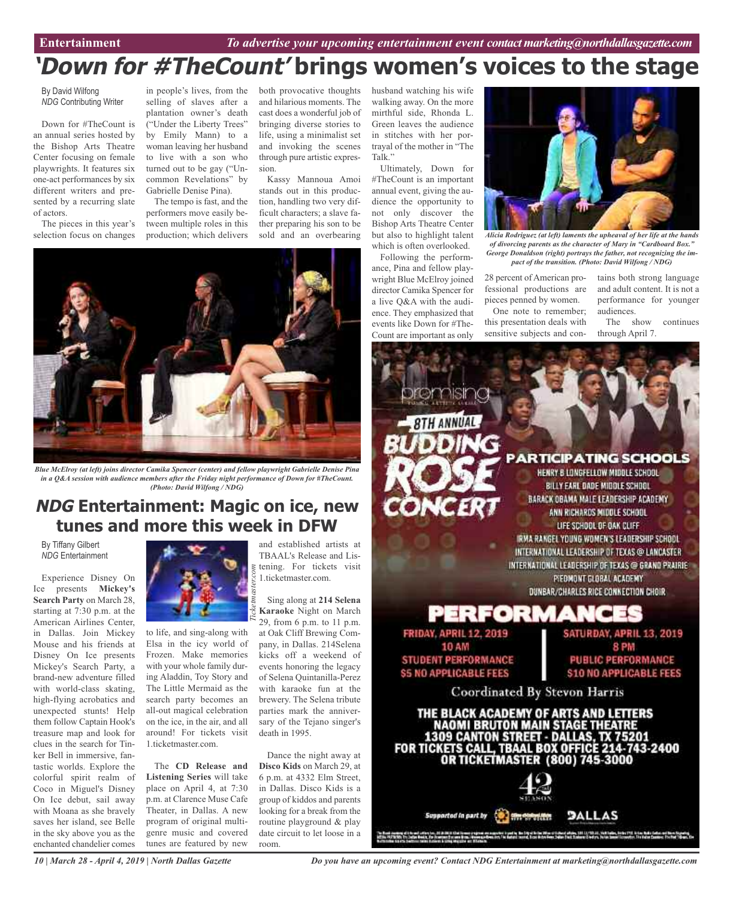# 'Down for #TheCount' brings women's voices to the stage

By David Wilfong
*NDG* Contributing Writer

Down for #TheCount is an annual series hosted by the Bishop Arts Theatre Center focusing on female playwrights. It features six one-act performances by six different writers and presented by a recurring slate of actors.

The pieces in this year's selection focus on changes in people's lives, from the selling of slaves after a plantation owner's death ("Under the Liberty Trees" by Emily Mann) to a woman leaving her husband to live with a son who turned out to be gay ("Uncommon Revelations" by Gabrielle Denise Pina).

The tempo is fast, and the performers move easily between multiple roles in this production; which delivers both provocative thoughts and hilarious moments. The cast does a wonderful job of bringing diverse stories to life, using a minimalist set and invoking the scenes through pure artistic expression.

Kassy Mannoua Amoi stands out in this production, handling two very difficult characters; a slave father preparing his son to be sold and an overbearing husband watching his wife walking away. On the more mirthful side, Rhonda L. Green leaves the audience in stitches with her portrayal of the mother in "The Talk."

Ultimately, Down for #TheCount is an important annual event, giving the audience the opportunity to not only discover the Bishop Arts Theatre Center but also to highlight talent which is often overlooked.

Following the performance, Pina and fellow playwright Blue McElroy joined director Camika Spencer for a live Q&A with the audience. They emphasized that events like Down for #TheCount are important as only 28 percent of American professional productions are pieces penned by women.

One note to remember; this presentation deals with sensitive subjects and contains both strong language and adult content. It is not a performance for younger audiences.

The show continues through April 7.

*Blue McElroy (at left) joins director Camika Spencer (center) and fellow playwright Gabrielle Denise Pina in a Q&A session with audience members after the Friday night performance of Down for #TheCount. (Photo: David Wilfong / NDG)*

*Alicia Rodriguez (at left) laments the upheaval of her life at the hands of divorcing parents as the character of Mary in "Cardboard Box." George Donaldson (right) portrays the father, not recognizing the impact of the transition. (Photo: David Wilfong / NDG)*

## *NDG* Entertainment: Magic on ice, new tunes and more this week in DFW

By Tiffany Gilbert
*NDG* Entertainment

Experience Disney On Ice presents **Mickey's Search Party** on March 28, starting at 7:30 p.m. at the American Airlines Center, in Dallas. Join Mickey Mouse and his friends at Disney On Ice presents Mickey's Search Party, a brand-new adventure filled with world-class skating, high-flying acrobatics and unexpected stunts! Help them follow Captain Hook's treasure map and look for clues in the search for Tinker Bell in immersive, fantastic worlds. Explore the colorful spirit realm of Coco in Miguel's Disney On Ice debut, sail away with Moana as she bravely saves her island, see Belle in the sky above you as the enchanted chandelier comes to life, and sing-along with Elsa in the icy world of Frozen. Make memories with your whole family during Aladdin, Toy Story and The Little Mermaid as the search party becomes an all-out magical celebration on the ice, in the air, and all around! For tickets visit 1.ticketmaster.com.

*Ticketmaster.com*

The **CD Release and Listening Series** will take place on April 4, at 7:30 p.m. at Clarence Muse Cafe Theater, in Dallas. A new program of original multi-genre music and covered tunes are featured by new and established artists at TBAAL's Release and Listening. For tickets visit 1.ticketmaster.com.

Sing along at **214 Selena Karaoke** Night on March 29, from 6 p.m. to 11 p.m. at Oak Cliff Brewing Company, in Dallas. 214Selena kicks off a weekend of events honoring the legacy of Selena Quintanilla-Perez with karaoke fun at the brewery. The Selena tribute parties mark the anniversary of the Tejano singer's death in 1995.

Dance the night away at **Disco Kids** on March 29, at 6 p.m. at 4332 Elm Street, in Dallas. Disco Kids is a group of kiddos and parents looking for a break from the routine playground & play date circuit to let loose in a room.

promising
8TH ANNUAL
BUDDING ROSE CONCERT

PARTICIPATING SCHOOLS
HENRY B LONGFELLOW MIDDLE SCHOOL
BILLY EARL DADE MIDDLE SCHOOL
BARACK OBAMA MALE LEADERSHIP ACADEMY
ANN RICHARDS MIDDLE SCHOOL
LIFE SCHOOL OF OAK CLIFF
IRMA RANGEL YOUNG WOMEN'S LEADERSHIP SCHOOL
INTERNATIONAL LEADERSHIP OF TEXAS @ LANCASTER
INTERNATIONAL LEADERSHIP OF TEXAS @ GRAND PRAIRIE
PIEDMONT GLOBAL ACADEMY
DUNBAR/CHARLES RICE CONNECTION CHOIR

PERFORMANCES
FRIDAY, APRIL 12, 2019
10 AM
STUDENT PERFORMANCE
$5 NO APPLICABLE FEES

SATURDAY, APRIL 13, 2019
8 PM
PUBLIC PERFORMANCE
$10 NO APPLICABLE FEES

Coordinated By Stevon Harris

THE BLACK ACADEMY OF ARTS AND LETTERS
NAOMI BRUTON MAIN STAGE THEATRE
1309 CANTON STREET - DALLAS, TX 75201
FOR TICKETS CALL TBAAL BOX OFFICE 214-743-2400
OR TICKETMASTER (800) 745-3000

42 SEASON

Supported in part by DALLAS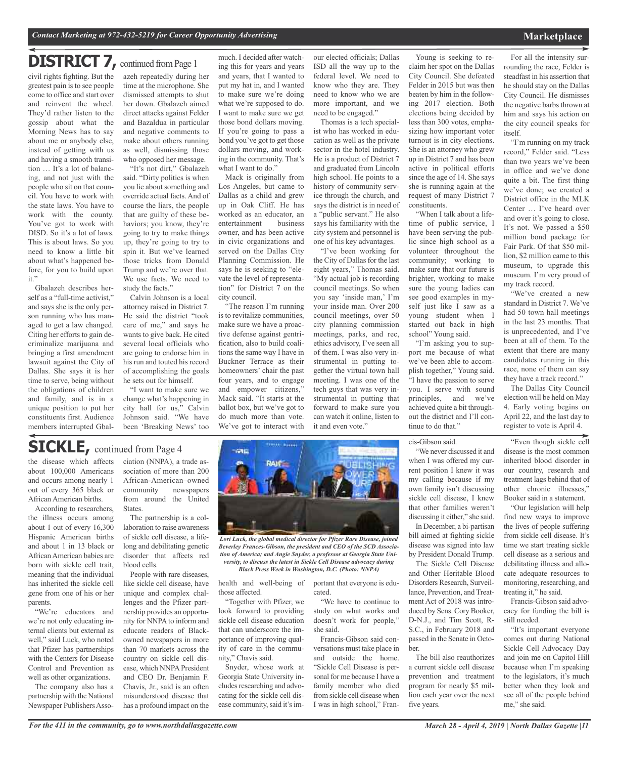## DISTRICT 7, continued from Page 1

civil rights fighting. But the greatest pain is to see people come to office and start over and reinvent the wheel. They'd rather listen to the gossip about what the Morning News has to say about me or anybody else, instead of getting with us and having a smooth transition … It's a lot of balancing, and not just with the people who sit on that council. You have to work with the state laws. You have to work with the county. You've got to work with DISD. So it's a lot of laws. This is about laws. So you need to know a little bit about what's happened before, for you to build upon it."

Gbalazeh describes herself as a "full-time activist," and says she is the only person running who has managed to get a law changed. Citing her efforts to gain decriminalize marijuana and bringing a first amendment lawsuit against the City of Dallas. She says it is her time to serve, being without the obligations of children and family, and is in a unique position to put her constituents first. Audience members interrupted Gbalazeh repeatedly during her time at the microphone. She dismissed attempts to shut her down. Gbalazeh aimed direct attacks against Felder and Bazaldua in particular and negative comments to make about others running as well, dismissing those who opposed her message.

"It's not dirt," Gbalazeh said. "Dirty politics is when you lie about something and override actual facts. And of course the liars, the people that are guilty of these behaviors; you know, they're going to try to make things up, they're going to try to spin it. But we've learned those tricks from Donald Trump and we're over that. We use facts. We need to study the facts."

Calvin Johnson is a local attorney raised in District 7. He said the district "took care of me," and says he wants to give back. He cited several local officials who are going to endorse him in his run and touted his record of accomplishing the goals he sets out for himself.

"I want to make sure we change what's happening in city hall for us," Calvin Johnson said. "We have been 'Breaking News' too much. I decided after watching this for years and years and years, that I wanted to put my hat in, and I wanted to make sure we're doing what we're supposed to do. I want to make sure we get those bond dollars moving. If you're going to pass a bond you've got to get those dollars moving, and working in the community. That's what I want to do."

Mack is originally from Los Angeles, but came to Dallas as a child and grew up in Oak Cliff. He has worked as an educator, an entertainment business owner, and has been active in civic organizations and served on the Dallas City Planning Commission. He says he is seeking to "elevate the level of representation" for District 7 on the city council.

"The reason I'm running is to revitalize communities, make sure we have a proactive defense against gentrification, also to build coalitions the same way I have in Buckner Terrace as their homeowners' chair the past four years, and to engage and empower citizens," Mack said. "It starts at the ballot box, but we've got to do much more than vote. We've got to interact with our elected officials; Dallas ISD all the way up to the federal level. We need to know who they are. They need to know who we are more important, and we need to be engaged."

Thomas is a tech specialist who has worked in education as well as the private sector in the hotel industry. He is a product of District 7 and graduated from Lincoln high school. He points to a history of community service through the church, and says the district is in need of a "public servant." He also says his familiarity with the city system and personnel is one of his key advantages.

"I've been working for the City of Dallas for the last eight years," Thomas said. "My actual job is recording council meetings. So when you say 'inside man,' I'm your inside man. Over 200 council meetings, over 50 city planning commission meetings, parks, and rec, ethics advisory, I've seen all of them. I was also very instrumental in putting together the virtual town hall meeting. I was one of the tech guys that was very instrumental in putting that forward to make sure you can watch it online, listen to it and even vote."

Young is seeking to reclaim her spot on the Dallas City Council. She defeated Felder in 2015 but was then beaten by him in the following 2017 election. Both elections being decided by less than 300 votes, emphasizing how important voter turnout is in city elections. She is an attorney who grew up in District 7 and has been active in political efforts since the age of 14. She says she is running again at the request of many District 7 constituents.

"When I talk about a lifetime of public service, I have been serving the public since high school as a volunteer throughout the community; working to make sure that our future is brighter, working to make sure the young ladies can see good examples in myself just like I saw as a young student when I started out back in high school" Young said.

"I'm asking you to support me because of what we've been able to accomplish together," Young said. "I have the passion to serve you. I serve with sound principles, and we've achieved quite a bit throughout the district and I'll continue to do that."

For all the intensity surrounding the race, Felder is steadfast in his assertion that he should stay on the Dallas City Council. He dismisses the negative barbs thrown at him and says his action on the city council speaks for itself.

"I'm running on my track record," Felder said. "Less than two years we've been in office and we've done quite a bit. The first thing we've done; we created a District office in the MLK Center … I've heard over and over it's going to close. It's not. We passed a $50 million bond package for Fair Park. Of that $50 million, $2 million came to this museum, to upgrade this museum. I'm very proud of my track record.

"We've created a new standard in District 7. We've had 50 town hall meetings in the last 23 months. That is unprecedented, and I've been at all of them. To the extent that there are many candidates running in this race, none of them can say they have a track record."

The Dallas City Council election will be held on May 4. Early voting begins on April 22, and the last day to register to vote is April 4.

## SICKLE, continued from Page 4

the disease which affects about 100,000 Americans and occurs among nearly 1 out of every 365 black or African American births.

According to researchers, the illness occurs among about 1 out of every 16,300 Hispanic American births and about 1 in 13 black or African American babies are born with sickle cell trait, meaning that the individual has inherited the sickle cell gene from one of his or her parents.

"We're educators and we're not only educating internal clients but external as well," said Luck, who noted that Pfizer has partnerships with the Centers for Disease Control and Prevention as well as other organizations.

The company also has a partnership with the National Newspaper Publishers Association (NNPA), a trade association of more than 200 African-American–owned community newspapers from around the United States.

The partnership is a collaboration to raise awareness of sickle cell disease, a lifelong and debilitating genetic disorder that affects red blood cells.

People with rare diseases, like sickle cell disease, have unique and complex challenges and the Pfizer partnership provides an opportunity for NNPA to inform and educate readers of Black-owned newspapers in more than 70 markets across the country on sickle cell disease, which NNPA President and CEO Dr. Benjamin F. Chavis, Jr., said is an often misunderstood disease that has a profound impact on the health and well-being of those affected.

*Lori Luck, the global medical director for Pfizer Rare Disease, joined Beverley Frances-Gibson, the president and CEO of the SCD Association of America; and Angie Snyder, a professor at Georgia State University, to discuss the latest in Sickle Cell Disease advocacy during Black Press Week in Washington, D.C. (Photo: NNPA)*

"Together with Pfizer, we look forward to providing sickle cell disease education that can underscore the importance of improving quality of care in the community," Chavis said.

Snyder, whose work at Georgia State University includes researching and advocating for the sickle cell disease community, said it's important that everyone is educated.

"We have to continue to study on what works and doesn't work for people," she said.

Francis-Gibson said conversations must take place in and outside the home. "Sickle Cell Disease is personal for me because I have a family member who died from sickle cell disease when I was in high school," Francis-Gibson said.

"We never discussed it and when I was offered my current position I knew it was my calling because if my own family isn't discussing sickle cell disease, I knew that other families weren't discussing it either," she said.

In December, a bi-partisan bill aimed at fighting sickle disease was signed into law by President Donald Trump.

The Sickle Cell Disease and Other Heritable Blood Disorders Research, Surveillance, Prevention, and Treatment Act of 2018 was introduced by Sens. Cory Booker, D-N.J., and Tim Scott, R-S.C., in February 2018 and passed in the Senate in October.

The bill also reauthorizes a current sickle cell disease prevention and treatment program for nearly $5 million each year over the next five years.

"Even though sickle cell disease is the most common inherited blood disorder in our country, research and treatment lags behind that of other chronic illnesses," Booker said in a statement.

"Our legislation will help find new ways to improve the lives of people suffering from sickle cell disease. It's time we start treating sickle cell disease as a serious and debilitating illness and allocate adequate resources to monitoring, researching, and treating it," he said.

Francis-Gibson said advocacy for funding the bill is still needed.

"It's important everyone comes out during National Sickle Cell Advocacy Day and join me on Capitol Hill because when I'm speaking to the legislators, it's much better when they look and see all of the people behind me," she said.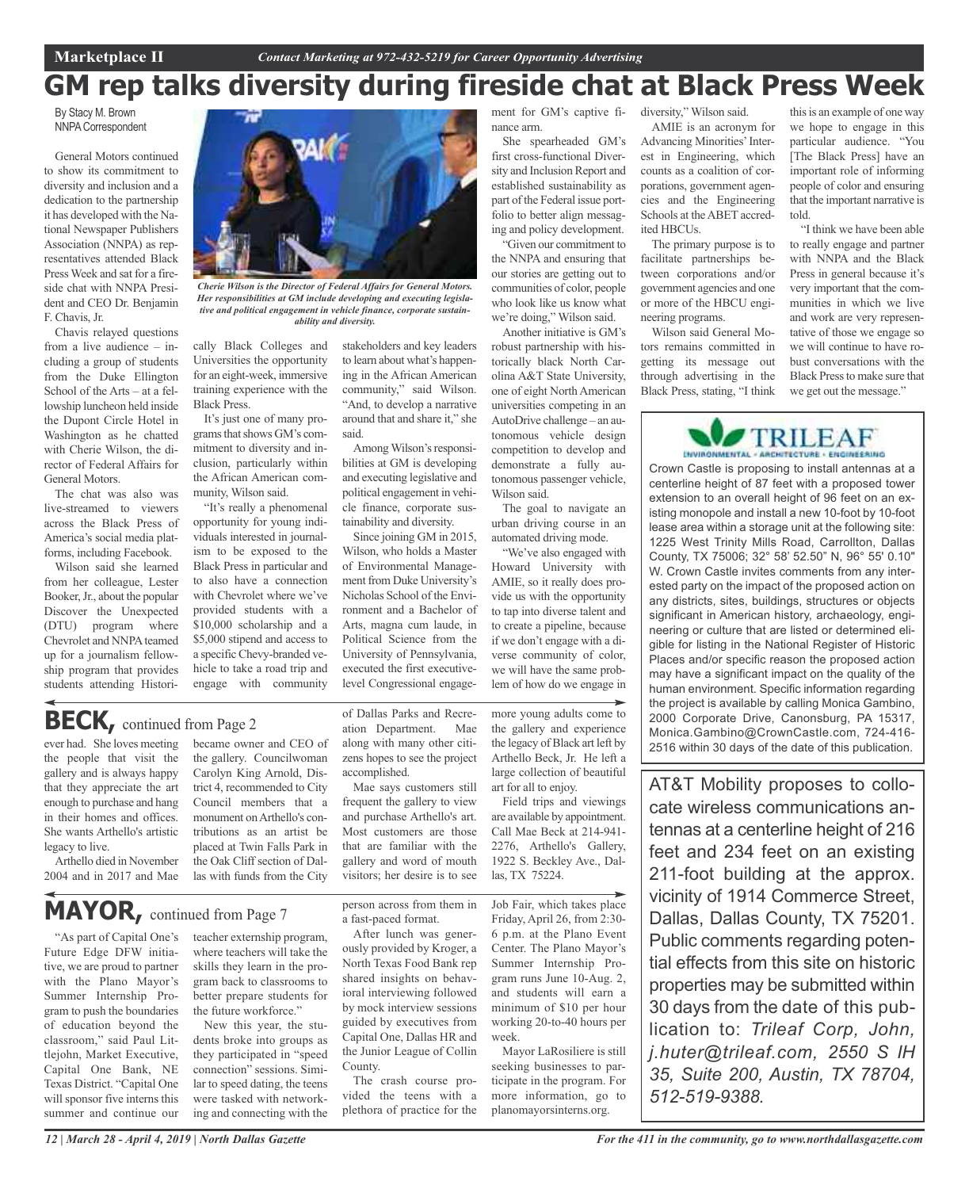Marketplace II — *Contact Marketing at 972-432-5219 for Career Opportunity Advertising*

# GM rep talks diversity during fireside chat at Black Press Week

By Stacy M. Brown
NNPA Correspondent

General Motors continued to show its commitment to diversity and inclusion and a dedication to the partnership it has developed with the National Newspaper Publishers Association (NNPA) as representatives attended Black Press Week and sat for a fireside chat with NNPA President and CEO Dr. Benjamin F. Chavis, Jr.

Chavis relayed questions from a live audience – including a group of students from the Duke Ellington School of the Arts – at a fellowship luncheon held inside the Dupont Circle Hotel in Washington as he chatted with Cherie Wilson, the director of Federal Affairs for General Motors.

The chat was also was live-streamed to viewers across the Black Press of America's social media platforms, including Facebook.

Wilson said she learned from her colleague, Lester Booker, Jr., about the popular Discover the Unexpected (DTU) program where Chevrolet and NNPA teamed up for a journalism fellowship program that provides students attending Historically Black Colleges and Universities the opportunity for an eight-week, immersive training experience with the Black Press.

*Cherie Wilson is the Director of Federal Affairs for General Motors. Her responsibilities at GM include developing and executing legislative and political engagement in vehicle finance, corporate sustainability and diversity.*

It's just one of many programs that shows GM's commitment to diversity and inclusion, particularly within the African American community, Wilson said.

"It's really a phenomenal opportunity for young individuals interested in journalism to be exposed to the Black Press in particular and to also have a connection with Chevrolet where we've provided students with a $10,000 scholarship and a $5,000 stipend and access to a specific Chevy-branded vehicle to take a road trip and engage with community stakeholders and key leaders to learn about what's happening in the African American community," said Wilson. "And, to develop a narrative around that and share it," she said.

Among Wilson's responsibilities at GM is developing and executing legislative and political engagement in vehicle finance, corporate sustainability and diversity.

Since joining GM in 2015, Wilson, who holds a Master of Environmental Management from Duke University's Nicholas School of the Environment and a Bachelor of Arts, magna cum laude, in Political Science from the University of Pennsylvania, executed the first executive-level Congressional engagement for GM's captive finance arm.

She spearheaded GM's first cross-functional Diversity and Inclusion Report and established sustainability as part of the Federal issue portfolio to better align messaging and policy development.

"Given our commitment to the NNPA and ensuring that our stories are getting out to communities of color, people who look like us know what we're doing," Wilson said.

Another initiative is GM's robust partnership with historically black North Carolina A&T State University, one of eight North American universities competing in an AutoDrive challenge – an autonomous vehicle design competition to develop and demonstrate a fully autonomous passenger vehicle, Wilson said.

The goal to navigate an urban driving course in an automated driving mode.

"We've also engaged with Howard University with AMIE, so it really does provide us with the opportunity to tap into diverse talent and to create a pipeline, because if we don't engage with a diverse community of color, we will have the same problem of how do we engage in diversity," Wilson said.

AMIE is an acronym for Advancing Minorities' Interest in Engineering, which counts as a coalition of corporations, government agencies and the Engineering Schools at the ABET accredited HBCUs.

The primary purpose is to facilitate partnerships between corporations and/or government agencies and one or more of the HBCU engineering programs.

Wilson said General Motors remains committed in getting its message out through advertising in the Black Press, stating, "I think this is an example of one way we hope to engage in this particular audience. "You [The Black Press] have an important role of informing people of color and ensuring that the important narrative is told.

"I think we have been able to really engage and partner with NNPA and the Black Press in general because it's very important that the communities in which we live and work are very representative of those we engage so we will continue to have robust conversations with the Black Press to make sure that we get out the message."

## BECK, continued from Page 2

ever had. She loves meeting the people that visit the gallery and is always happy that they appreciate the art enough to purchase and hang in their homes and offices. She wants Arthello's artistic legacy to live.

Arthello died in November 2004 and in 2017 and Mae became owner and CEO of the gallery. Councilwoman Carolyn King Arnold, District 4, recommended to City Council members that a monument on Arthello's contributions as an artist be placed at Twin Falls Park in the Oak Cliff section of Dallas with funds from the City of Dallas Parks and Recreation Department. Mae along with many other citizens hopes to see the project accomplished.

Mae says customers still frequent the gallery to view and purchase Arthello's art. Most customers are those that are familiar with the gallery and word of mouth visitors; her desire is to see more young adults come to the gallery and experience the legacy of Black art left by Arthello Beck, Jr. He left a large collection of beautiful art for all to enjoy.

Field trips and viewings are available by appointment. Call Mae Beck at 214-941-2276, Arthello's Gallery, 1922 S. Beckley Ave., Dallas, TX 75224.

## MAYOR, continued from Page 7

"As part of Capital One's Future Edge DFW initiative, we are proud to partner with the Plano Mayor's Summer Internship Program to push the boundaries of education beyond the classroom," said Paul Littlejohn, Market Executive, Capital One Bank, NE Texas District. "Capital One will sponsor five interns this summer and continue our teacher externship program, where teachers will take the skills they learn in the program back to classrooms to better prepare students for the future workforce."

New this year, the students broke into groups as they participated in "speed connection" sessions. Similar to speed dating, the teens were tasked with networking and connecting with the person across from them in a fast-paced format.

After lunch was generously provided by Kroger, a North Texas Food Bank rep shared insights on behavioral interviewing followed by mock interview sessions guided by executives from Capital One, Dallas HR and the Junior League of Collin County.

The crash course provided the teens with a plethora of practice for the Job Fair, which takes place Friday, April 26, from 2:30-6 p.m. at the Plano Event Center. The Plano Mayor's Summer Internship Program runs June 10-Aug. 2, and students will earn a minimum of $10 per hour working 20-to-40 hours per week.

Mayor LaRosiliere is still seeking businesses to participate in the program. For more information, go to planomayorsinterns.org.

---

**TRILEAF**
ENVIRONMENTAL • ARCHITECTURE • ENGINEERING

Crown Castle is proposing to install antennas at a centerline height of 87 feet with a proposed tower extension to an overall height of 96 feet on an existing monopole and install a new 10-foot by 10-foot lease area within a storage unit at the following site: 1225 West Trinity Mills Road, Carrollton, Dallas County, TX 75006; 32° 58' 52.50" N, 96° 55' 0.10" W. Crown Castle invites comments from any interested party on the impact of the proposed action on any districts, sites, buildings, structures or objects significant in American history, archaeology, engineering or culture that are listed or determined eligible for listing in the National Register of Historic Places and/or specific reason the proposed action may have a significant impact on the quality of the human environment. Specific information regarding the project is available by calling Monica Gambino, 2000 Corporate Drive, Canonsburg, PA 15317, Monica.Gambino@CrownCastle.com, 724-416-2516 within 30 days of the date of this publication.

---

AT&T Mobility proposes to collocate wireless communications antennas at a centerline height of 216 feet and 234 feet on an existing 211-foot building at the approx. vicinity of 1914 Commerce Street, Dallas, Dallas County, TX 75201. Public comments regarding potential effects from this site on historic properties may be submitted within 30 days from the date of this publication to: *Trileaf Corp, John, j.huter@trileaf.com, 2550 S IH 35, Suite 200, Austin, TX 78704, 512-519-9388.*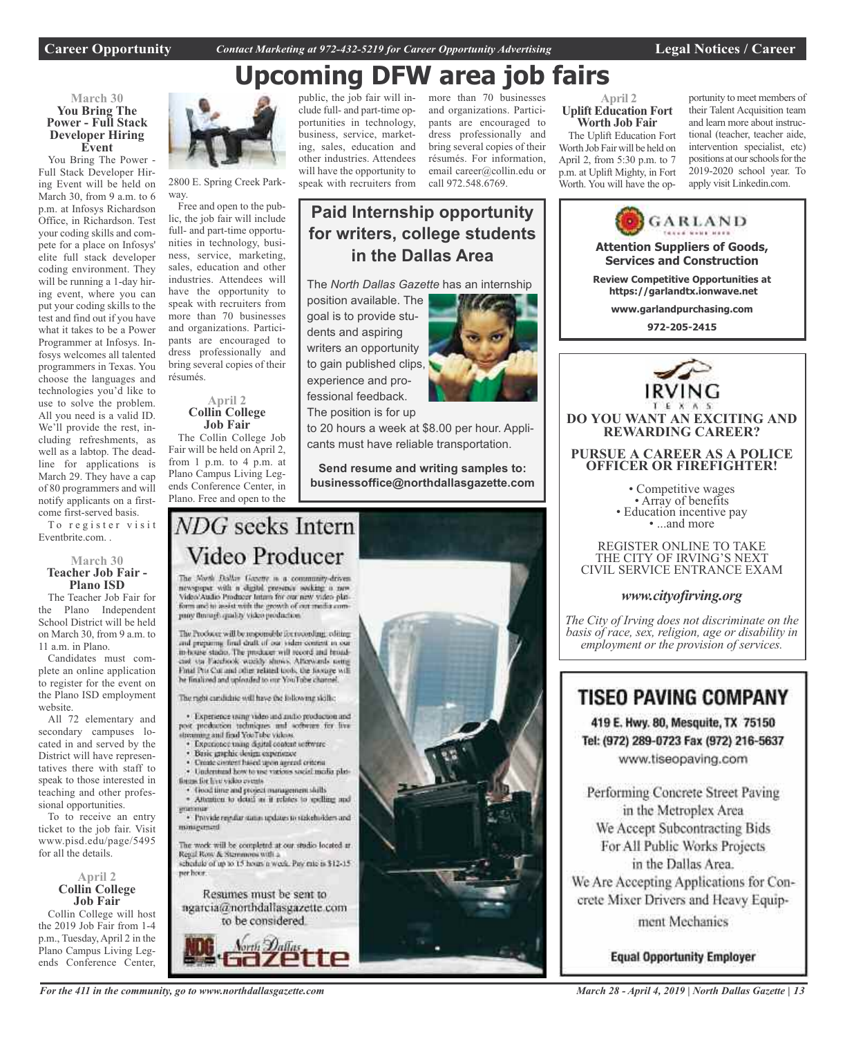# Upcoming DFW area job fairs

**March 30**

### You Bring The Power - Full Stack Developer Hiring Event

You Bring The Power - Full Stack Developer Hiring Event will be held on March 30, from 9 a.m. to 6 p.m. at Infosys Richardson Office, in Richardson. Test your coding skills and compete for a place on Infosys' elite full stack developer coding environment. They will be running a 1-day hiring event, where you can put your coding skills to the test and find out if you have what it takes to be a Power Programmer at Infosys. Infosys welcomes all talented programmers in Texas. You choose the languages and technologies you'd like to use to solve the problem. All you need is a valid ID. We'll provide the rest, including refreshments, as well as a labtop. The deadline for applications is March 29. They have a cap of 80 programmers and will notify applicants on a first-come first-served basis.

To register visit Eventbrite.com. .

**March 30**

### Teacher Job Fair - Plano ISD

The Teacher Job Fair for the Plano Independent School District will be held on March 30, from 9 a.m. to 11 a.m. in Plano.

Candidates must complete an online application to register for the event on the Plano ISD employment website.

All 72 elementary and secondary campuses located in and served by the District will have representatives there with staff to speak to those interested in teaching and other professional opportunities.

To to receive an entry ticket to the job fair. Visit www.pisd.edu/page/5495 for all the details.

**April 2**

### Collin College Job Fair

Collin College will host the 2019 Job Fair from 1-4 p.m., Tuesday, April 2 in the Plano Campus Living Legends Conference Center, 2800 E. Spring Creek Parkway.

Free and open to the public, the job fair will include full- and part-time opportunities in technology, business, service, marketing, sales, education and other industries. Attendees will have the opportunity to speak with recruiters from more than 70 businesses and organizations. Participants are encouraged to dress professionally and bring several copies of their résumés.

**April 2**

### Collin College Job Fair

The Collin College Job Fair will be held on April 2, from 1 p.m. to 4 p.m. at Plano Campus Living Legends Conference Center, in Plano. Free and open to the public, the job fair will include full- and part-time opportunities in technology, business, service, marketing, sales, education and other industries. Attendees will have the opportunity to speak with recruiters from more than 70 businesses and organizations. Participants are encouraged to dress professionally and bring several copies of their résumés. For information, email career@collin.edu or call 972.548.6769.

**April 2**

### Uplift Education Fort Worth Job Fair

The Uplift Education Fort Worth Job Fair will be held on April 2, from 5:30 p.m. to 7 p.m. at Uplift Mighty, in Fort Worth. You will have the opportunity to meet members of their Talent Acquisition team and learn more about instructional (teacher, teacher aide, intervention specialist, etc) positions at our schools for the 2019-2020 school year. To apply visit Linkedin.com.

## Paid Internship opportunity for writers, college students in the Dallas Area

The *North Dallas Gazette* has an internship position available. The goal is to provide students and aspiring writers an opportunity to gain published clips, experience and professional feedback. The position is for up to 20 hours a week at $8.00 per hour. Applicants must have reliable transportation.

**Send resume and writing samples to: businessoffice@northdallasgazette.com**

## *NDG* seeks Intern Video Producer

The North Dallas Gazette is a community-driven newspaper with a digital presence seeking a new Video/Audio Producer Intern for our new video platform and to assist with the growth of our media company through quality video production.

The Producer will be responsible for recording, editing and preparing final draft of our video content in our in-house studio. The producer will record and broadcast via Facebook weekly shows. Afterwards using Final Pro Cut and other related tools, the footage will be finalized and uploaded to our YouTube channel.

The right candidate will have the following skills:

- Experience using video and audio production and post production techniques and software for live streaming and final YouTube videos
- Experience using digital content software
- Basic graphic design experience
- Create content based upon agreed criteria
- Understand how to use various social media platforms for live video events
- Good time and project management skills
- Attention to detail as it relates to spelling and grammar
- Provide regular status updates to stakeholders and management

The work will be completed at our studio located at Regal Row & Stemmons with a schedule of up to 15 hours a week. Pay rate is $12-15 per hour.

Resumes must be sent to ngarcia@northdallasgazette.com to be considered.

North Dallas Gazette

## GARLAND

**Attention Suppliers of Goods, Services and Construction**

**Review Competitive Opportunities at https://garlandtx.ionwave.net**

**www.garlandpurchasing.com**

**972-205-2415**

## IRVING TEXAS

**DO YOU WANT AN EXCITING AND REWARDING CAREER?**

**PURSUE A CAREER AS A POLICE OFFICER OR FIREFIGHTER!**

- Competitive wages
- Array of benefits
- Education incentive pay
- ...and more

REGISTER ONLINE TO TAKE THE CITY OF IRVING'S NEXT CIVIL SERVICE ENTRANCE EXAM

***www.cityofirving.org***

*The City of Irving does not discriminate on the basis of race, sex, religion, age or disability in employment or the provision of services.*

## TISEO PAVING COMPANY

419 E. Hwy. 80, Mesquite, TX 75150
Tel: (972) 289-0723 Fax (972) 216-5637
www.tiseopaving.com

Performing Concrete Street Paving in the Metroplex Area
We Accept Subcontracting Bids For All Public Works Projects in the Dallas Area.
We Are Accepting Applications for Concrete Mixer Drivers and Heavy Equipment Mechanics

**Equal Opportunity Employer**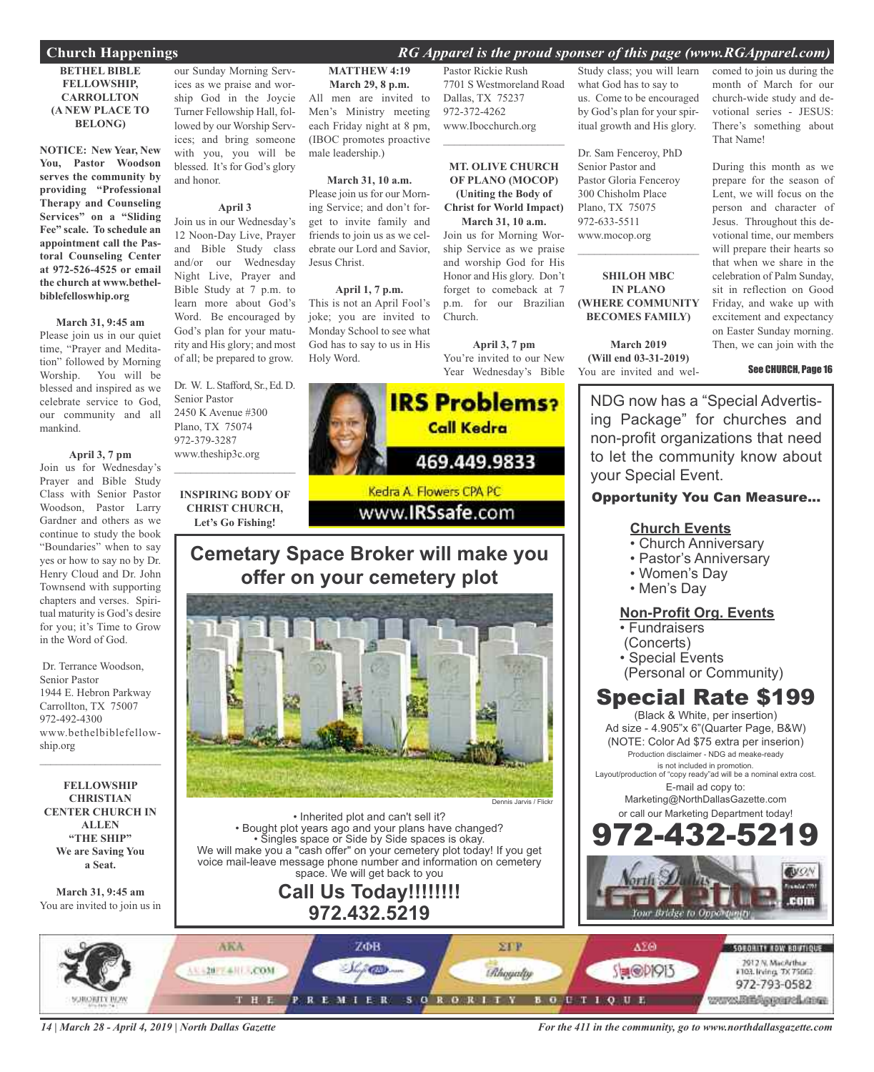## Church Happenings

*RG Apparel is the proud sponser of this page (www.RGApparel.com)*

**BETHEL BIBLE FELLOWSHIP, CARROLLTON (A NEW PLACE TO BELONG)**

**NOTICE: New Year, New You, Pastor Woodson serves the community by providing "Professional Therapy and Counseling Services" on a "Sliding Fee" scale. To schedule an appointment call the Pastoral Counseling Center at 972-526-4525 or email the church at www.bethelbiblefelloswhip.org**

**March 31, 9:45 am**
Please join us in our quiet time, "Prayer and Meditation" followed by Morning Worship. You will be blessed and inspired as we celebrate service to God, our community and all mankind.

**April 3, 7 pm**
Join us for Wednesday's Prayer and Bible Study Class with Senior Pastor Woodson, Pastor Larry Gardner and others as we continue to study the book "Boundaries" when to say yes or how to say no by Dr. Henry Cloud and Dr. John Townsend with supporting chapters and verses. Spiritual maturity is God's desire for you; it's Time to Grow in the Word of God.

Dr. Terrance Woodson, Senior Pastor
1944 E. Hebron Parkway
Carrollton, TX 75007
972-492-4300
www.bethelbiblefellowship.org

---

**FELLOWSHIP CHRISTIAN CENTER CHURCH IN ALLEN "THE SHIP" We are Saving You a Seat.**

**March 31, 9:45 am**
You are invited to join us in our Sunday Morning Services as we praise and worship God in the Joycie Turner Fellowship Hall, followed by our Worship Services; and bring someone with you, you will be blessed. It's for God's glory and honor.

**April 3**
Join us in our Wednesday's 12 Noon-Day Live, Prayer and Bible Study class and/or our Wednesday Night Live, Prayer and Bible Study at 7 p.m. to learn more about God's Word. Be encouraged by God's plan for your maturity and His glory; and most of all; be prepared to grow.

Dr. W. L. Stafford, Sr., Ed. D.
Senior Pastor
2450 K Avenue #300
Plano, TX 75074
972-379-3287
www.theship3c.org

---

**INSPIRING BODY OF CHRIST CHURCH, Let's Go Fishing!**

**MATTHEW 4:19**
**March 29, 8 p.m.**
All men are invited to Men's Ministry meeting each Friday night at 8 pm, (IBOC promotes proactive male leadership.)

**March 31, 10 a.m.**
Please join us for our Morning Service; and don't forget to invite family and friends to join us as we celebrate our Lord and Savior, Jesus Christ.

**April 1, 7 p.m.**
This is not an April Fool's joke; you are invited to Monday School to see what God has to say to us in His Holy Word.

Pastor Rickie Rush
7701 S Westmoreland Road
Dallas, TX 75237
972-372-4262
www.Ibocchurch.org

---

**MT. OLIVE CHURCH OF PLANO (MOCOP) (Uniting the Body of Christ for World Impact)**
**March 31, 10 a.m.**
Join us for Morning Worship Service as we praise and worship God for His Honor and His glory. Don't forget to comeback at 7 p.m. for our Brazilian Church.

**April 3, 7 pm**
You're invited to our New Year Wednesday's Bible Study class; you will learn what God has to say to us. Come to be encouraged by God's plan for your spiritual growth and His glory.

Dr. Sam Fenceroy, PhD
Senior Pastor and
Pastor Gloria Fenceroy
300 Chisholm Place
Plano, TX 75075
972-633-5511
www.mocop.org

---

**SHILOH MBC IN PLANO (WHERE COMMUNITY BECOMES FAMILY)**

**March 2019**
**(Will end 03-31-2019)**
You are invited and welcomed to join us during the month of March for our church-wide study and devotional series - JESUS: There's something about That Name!

During this month as we prepare for the season of Lent, we will focus on the person and character of Jesus. Throughout this devotional time, our members will prepare their hearts so that when we share in the celebration of Palm Sunday, sit in reflection on Good Friday, and wake up with excitement and expectancy on Easter Sunday morning. Then, we can join with the

**See CHURCH, Page 16**

---

**IRS Problems? Call Kedra**
**469.449.9833**
Kedra A. Flowers CPA PC
www.IRSsafe.com

---

## Cemetary Space Broker will make you offer on your cemetery plot

Dennis Jarvis / Flickr

- Inherited plot and can't sell it?
- Bought plot years ago and your plans have changed?
- Singles space or Side by Side spaces is okay.

We will make you a "cash offer" on your cemetery plot today! If you get voice mail-leave message phone number and information on cemetery space. We will get back to you

**Call Us Today!!!!!!!!**
**972.432.5219**

---

NDG now has a "Special Advertising Package" for churches and non-profit organizations that need to let the community know about your Special Event.

**Opportunity You Can Measure...**

**Church Events**
- Church Anniversary
- Pastor's Anniversary
- Women's Day
- Men's Day

**Non-Profit Org. Events**
- Fundraisers (Concerts)
- Special Events (Personal or Community)

## Special Rate $199

(Black & White, per insertion)
Ad size - 4.905"x 6"(Quarter Page, B&W)
(NOTE: Color Ad $75 extra per inserion)
Production disclaimer - NDG ad meake-ready is not included in promotion.
Layout/production of "copy ready"ad will be a nominal extra cost.
E-mail ad copy to:
Marketing@NorthDallasGazette.com
or call our Marketing Department today!

**972-432-5219**

North Dallas Gazette .com — Your Bridge to Opportunity

---

SORORITY ROW — AKA — ZΦB — ΣΓΡ — ΔΣΘ — THE PREMIER SORORITY BOUTIQUE
SORORITY ROW BOUTIQUE
2912 N. MacArthur
#103, Irving, TX 75062
972-793-0582
www.RGApparel.com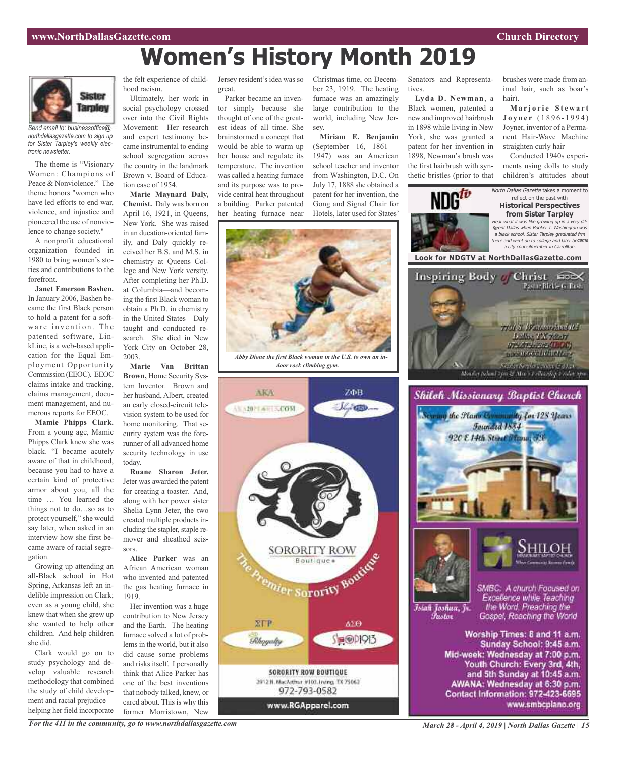# Women's History Month 2019

Sister Tarpley

*Send email to: businessoffice@northdallasgazette.com to sign up for Sister Tarpley's weekly electronic newsletter.*

The theme is "Visionary Women: Champions of Peace & Nonviolence." The theme honors "women who have led efforts to end war, violence, and injustice and pioneered the use of nonviolence to change society."

A nonprofit educational organization founded in 1980 to bring women's stories and contributions to the forefront.

**Janet Emerson Bashen.** In January 2006, Bashen became the first Black person to hold a patent for a software invention. The patented software, LinkLine, is a web-based application for the Equal Employment Opportunity Commission (EEOC). EEOC claims intake and tracking, claims management, document management, and numerous reports for EEOC.

**Mamie Phipps Clark.** From a young age, Mamie Phipps Clark knew she was black. "I became acutely aware of that in childhood, because you had to have a certain kind of protective armor about you, all the time … You learned the things not to do…so as to protect yourself," she would say later, when asked in an interview how she first became aware of racial segregation.

Growing up attending an all-Black school in Hot Spring, Arkansas left an indelible impression on Clark; even as a young child, she knew that when she grew up she wanted to help other children. And help children she did.

Clark would go on to study psychology and develop valuable research methodology that combined the study of child development and racial prejudice—helping her field incorporate the felt experience of childhood racism.

Ultimately, her work in social psychology crossed over into the Civil Rights Movement: Her research and expert testimony became instrumental to ending school segregation across the country in the landmark Brown v. Board of Education case of 1954.

**Marie Maynard Daly, Chemist.** Daly was born on April 16, 1921, in Queens, New York. She was raised in an ducation-oriented family, and Daly quickly received her B.S. and M.S. in chemistry at Queens College and New York versity. After completing her Ph.D. at Columbia—and becoming the first Black woman to obtain a Ph.D. in chemistry in the United States—Daly taught and conducted research. She died in New York City on October 28, 2003.

**Marie Van Brittan Brown,** Home Security System Inventor. Brown and her husband, Albert, created an early closed-circuit television system to be used for home monitoring. That security system was the forerunner of all advanced home security technology in use today.

**Ruane Sharon Jeter.** Jeter was awarded the patent for creating a toaster. And, along with her power sister Shelia Lynn Jeter, the two created multiple products including the stapler, staple remover and sheathed scissors.

**Alice Parker** was an African American woman who invented and patented the gas heating furnace in 1919.

Her invention was a huge contribution to New Jersey and the Earth. The heating furnace solved a lot of problems in the world, but it also did cause some problems and risks itself. I personally think that Alice Parker has one of the best inventions that nobody talked, knew, or cared about. This is why this former Morristown, New Jersey resident's idea was so great.

Parker became an inventor simply because she thought of one of the greatest ideas of all time. She brainstormed a concept that would be able to warm up her house and regulate its temperature. The invention was called a heating furnace and its purpose was to provide central heat throughout a building. Parker patented her heating furnace near Christmas time, on December 23, 1919. The heating furnace was an amazingly large contribution to the world, including New Jersey.

**Miriam E. Benjamin** (September 16, 1861 – 1947) was an American school teacher and inventor from Washington, D.C. On July 17, 1888 she obtained a patent for her invention, the Gong and Signal Chair for Hotels, later used for States' Senators and Representatives.

**Lyda D. Newman**, a Black women, patented a new and improved hairbrush in 1898 while living in New York, she was granted a patent for her invention in 1898, Newman's brush was the first hairbrush with synthetic bristles (prior to that brushes were made from animal hair, such as boar's hair).

**Marjorie Stewart Joyner** (1896-1994) Joyner, inventor of a Permanent Hair-Wave Machine straighten curly hair

Conducted 1940s experiments using dolls to study children's attitudes about

*Abby Dione the first Black woman in the U.S. to own an indoor rock climbing gym.*

*North Dallas Gazette* takes a moment to reflect on the past with
**Historical Perspectives from Sister Tarpley**
*Hear what it was like growing up in a very different Dallas when Booker T. Washington was a black school. Sister Tarpley graduated frm there and went on to college and later became a city councilmember in Carrollton.*

**Look for NDGTV at NorthDallasGazette.com**

Inspiring Body of Christ
Pastor Rickie G. Rush
7701 S. Westmoreland Rd
Dallas, TX 75237

SORORITY ROW Boutique
The Premier Sorority Boutique
AKA · ZΦB · ΣΓΡ · ΔΣΘ
SORORITY ROW BOUTIQUE
2912 N. MacArthur #103, Irving, TX 75062
972-793-0582
www.RGApparel.com

## Shiloh Missionary Baptist Church

Serving the Plano Community for 128 Years
Founded 1884
920 E 14th Street Plano, TX

Isiah Joshua, Jr. Pastor

SHILOH MISSIONARY BAPTIST CHURCH

SMBC: A church Focused on Excellence while Teaching the Word, Preaching the Gospel, Reaching the World

**Worship Times: 8 and 11 a.m.**
**Sunday School: 9:45 a.m.**
**Mid-week: Wednesday at 7:00 p.m.**
**Youth Church: Every 3rd, 4th, and 5th Sunday at 10:45 a.m.**
**AWANA: Wednesday at 6:30 p.m.**
**Contact Information: 972-423-6695**
**www.smbcplano.org**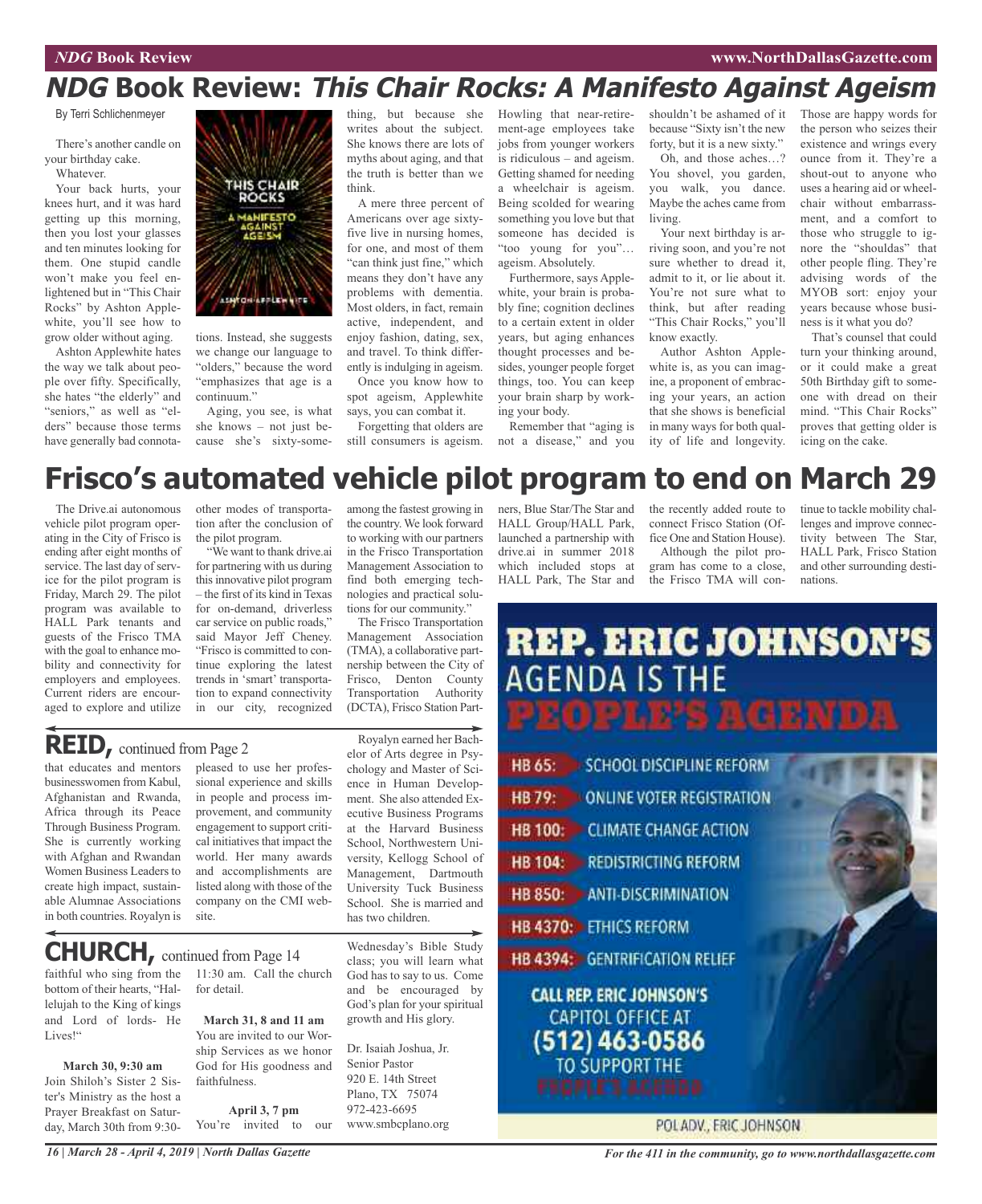# *NDG* Book Review: *This Chair Rocks: A Manifesto Against Ageism*

By Terri Schlichenmeyer

There's another candle on your birthday cake.

Whatever.

Your back hurts, your knees hurt, and it was hard getting up this morning, then you lost your glasses and ten minutes looking for them. One stupid candle won't make you feel enlightened but in "This Chair Rocks" by Ashton Applewhite, you'll see how to grow older without aging.

Ashton Applewhite hates the way we talk about people over fifty. Specifically, she hates "the elderly" and "seniors," as well as "elders" because those terms have generally bad connotations. Instead, she suggests we change our language to "olders," because the word "emphasizes that age is a continuum."

Aging, you see, is what she knows – not just because she's sixty-something, but because she writes about the subject. She knows there are lots of myths about aging, and that the truth is better than we think.

A mere three percent of Americans over age sixty-five live in nursing homes, for one, and most of them "can think just fine," which means they don't have any problems with dementia. Most olders, in fact, remain active, independent, and enjoy fashion, dating, sex, and travel. To think differently is indulging in ageism.

Once you know how to spot ageism, Applewhite says, you can combat it.

Forgetting that olders are still consumers is ageism. Howling that near-retirement-age employees take jobs from younger workers is ridiculous – and ageism. Getting shamed for needing a wheelchair is ageism. Being scolded for wearing something you love but that someone has decided is "too young for you"… ageism. Absolutely.

Furthermore, says Applewhite, your brain is probably fine; cognition declines to a certain extent in older years, but aging enhances thought processes and besides, younger people forget things, too. You can keep your brain sharp by working your body.

Remember that "aging is not a disease," and you shouldn't be ashamed of it because "Sixty isn't the new forty, but it is a new sixty."

Oh, and those aches…? You shovel, you garden, you walk, you dance. Maybe the aches came from living.

Your next birthday is arriving soon, and you're not sure whether to dread it, admit to it, or lie about it. You're not sure what to think, but after reading "This Chair Rocks," you'll know exactly.

Author Ashton Applewhite is, as you can imagine, a proponent of embracing your years, an action that she shows is beneficial in many ways for both quality of life and longevity. Those are happy words for the person who seizes their existence and wrings every ounce from it. They're a shout-out to anyone who uses a hearing aid or wheelchair without embarrassment, and a comfort to those who struggle to ignore the "shouldas" that other people fling. They're advising words of the MYOB sort: enjoy your years because whose business is it what you do?

That's counsel that could turn your thinking around, or it could make a great 50th Birthday gift to someone with dread on their mind. "This Chair Rocks" proves that getting older is icing on the cake.

# Frisco's automated vehicle pilot program to end on March 29

The Drive.ai autonomous vehicle pilot program operating in the City of Frisco is ending after eight months of service. The last day of service for the pilot program is Friday, March 29. The pilot program was available to HALL Park tenants and guests of the Frisco TMA with the goal to enhance mobility and connectivity for employers and employees. Current riders are encouraged to explore and utilize other modes of transportation after the conclusion of the pilot program.

"We want to thank drive.ai for partnering with us during this innovative pilot program – the first of its kind in Texas for on-demand, driverless car service on public roads," said Mayor Jeff Cheney. "Frisco is committed to continue exploring the latest trends in 'smart' transportation to expand connectivity in our city, recognized among the fastest growing in the country. We look forward to working with our partners in the Frisco Transportation Management Association to find both emerging technologies and practical solutions for our community."

The Frisco Transportation Management Association (TMA), a collaborative partnership between the City of Frisco, Denton County Transportation Authority (DCTA), Frisco Station Partners, Blue Star/The Star and HALL Group/HALL Park, launched a partnership with drive.ai in summer 2018 which included stops at HALL Park, The Star and the recently added route to connect Frisco Station (Office One and Station House).

Although the pilot program has come to a close, the Frisco TMA will continue to tackle mobility challenges and improve connectivity between The Star, HALL Park, Frisco Station and other surrounding destinations.

## REID, continued from Page 2

that educates and mentors businesswomen from Kabul, Afghanistan and Rwanda, Africa through its Peace Through Business Program. She is currently working with Afghan and Rwandan Women Business Leaders to create high impact, sustainable Alumnae Associations in both countries. Royalyn is pleased to use her professional experience and skills in people and process improvement, and community engagement to support critical initiatives that impact the world. Her many awards and accomplishments are listed along with those of the company on the CMI website.

Royalyn earned her Bachelor of Arts degree in Psychology and Master of Science in Human Development. She also attended Executive Business Programs at the Harvard Business School, Northwestern University, Kellogg School of Management, Dartmouth University Tuck Business School. She is married and has two children.

## CHURCH, continued from Page 14

faithful who sing from the bottom of their hearts, "Hallelujah to the King of kings and Lord of lords- He Lives!"

**March 30, 9:30 am**
Join Shiloh's Sister 2 Sister's Ministry as the host a Prayer Breakfast on Saturday, March 30th from 9:30-11:30 am. Call the church for detail.

**March 31, 8 and 11 am**
You are invited to our Worship Services as we honor God for His goodness and faithfulness.

**April 3, 7 pm**
You're invited to our Wednesday's Bible Study class; you will learn what God has to say to us. Come and be encouraged by God's plan for your spiritual growth and His glory.

Dr. Isaiah Joshua, Jr.
Senior Pastor
920 E. 14th Street
Plano, TX 75074
972-423-6695
www.smbcplano.org

REP. ERIC JOHNSON'S AGENDA IS THE PEOPLE'S AGENDA

HB 65: SCHOOL DISCIPLINE REFORM
HB 79: ONLINE VOTER REGISTRATION
HB 100: CLIMATE CHANGE ACTION
HB 104: REDISTRICTING REFORM
HB 850: ANTI-DISCRIMINATION
HB 4370: ETHICS REFORM
HB 4394: GENTRIFICATION RELIEF

CALL REP. ERIC JOHNSON'S CAPITOL OFFICE AT (512) 463-0586 TO SUPPORT THE PEOPLE'S AGENDA

POL ADV., ERIC JOHNSON